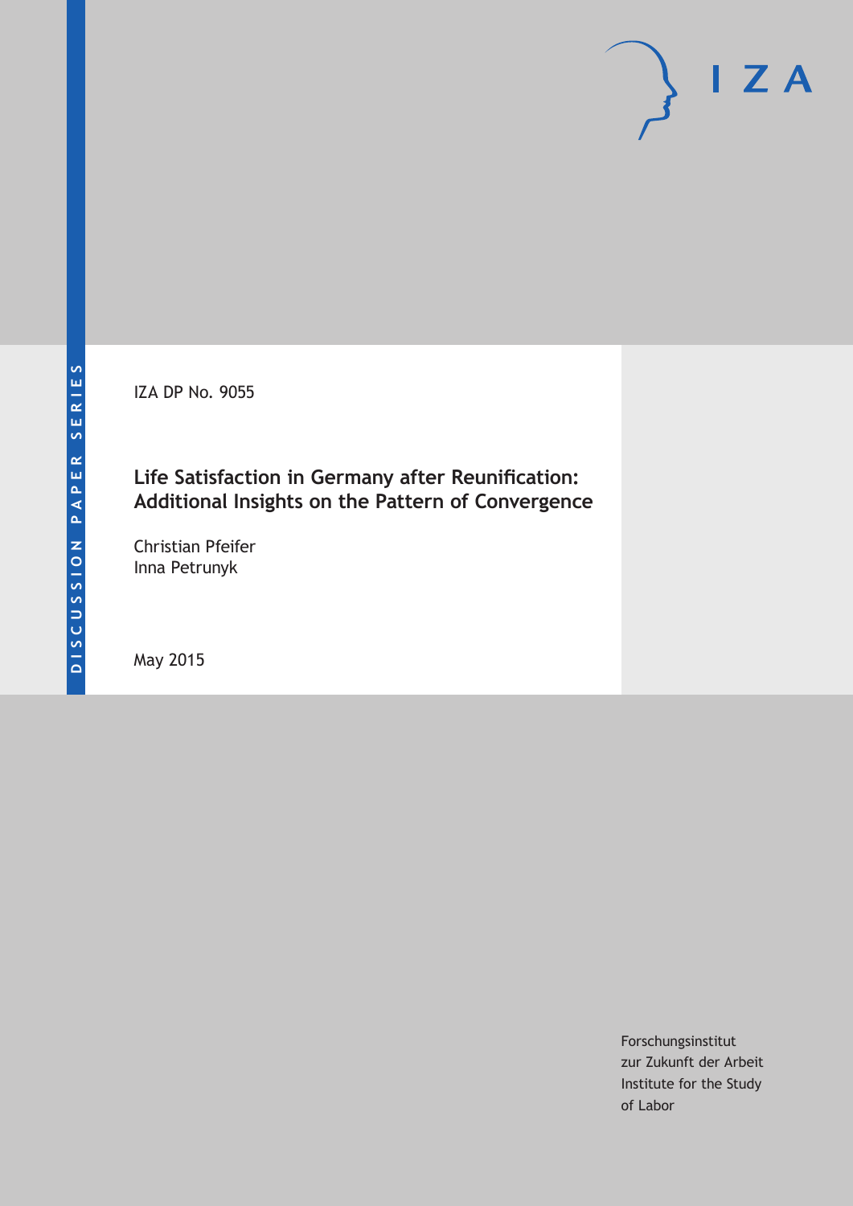DISCUSSION PAPER SERIES

IZA DP No. 9055

# Life Satisfaction in Germany after Reunification: Additional Insights on the Pattern of Convergence

Christian Pfeifer
Inna Petrunyk

May 2015

Forschungsinstitut
zur Zukunft der Arbeit
Institute for the Study
of Labor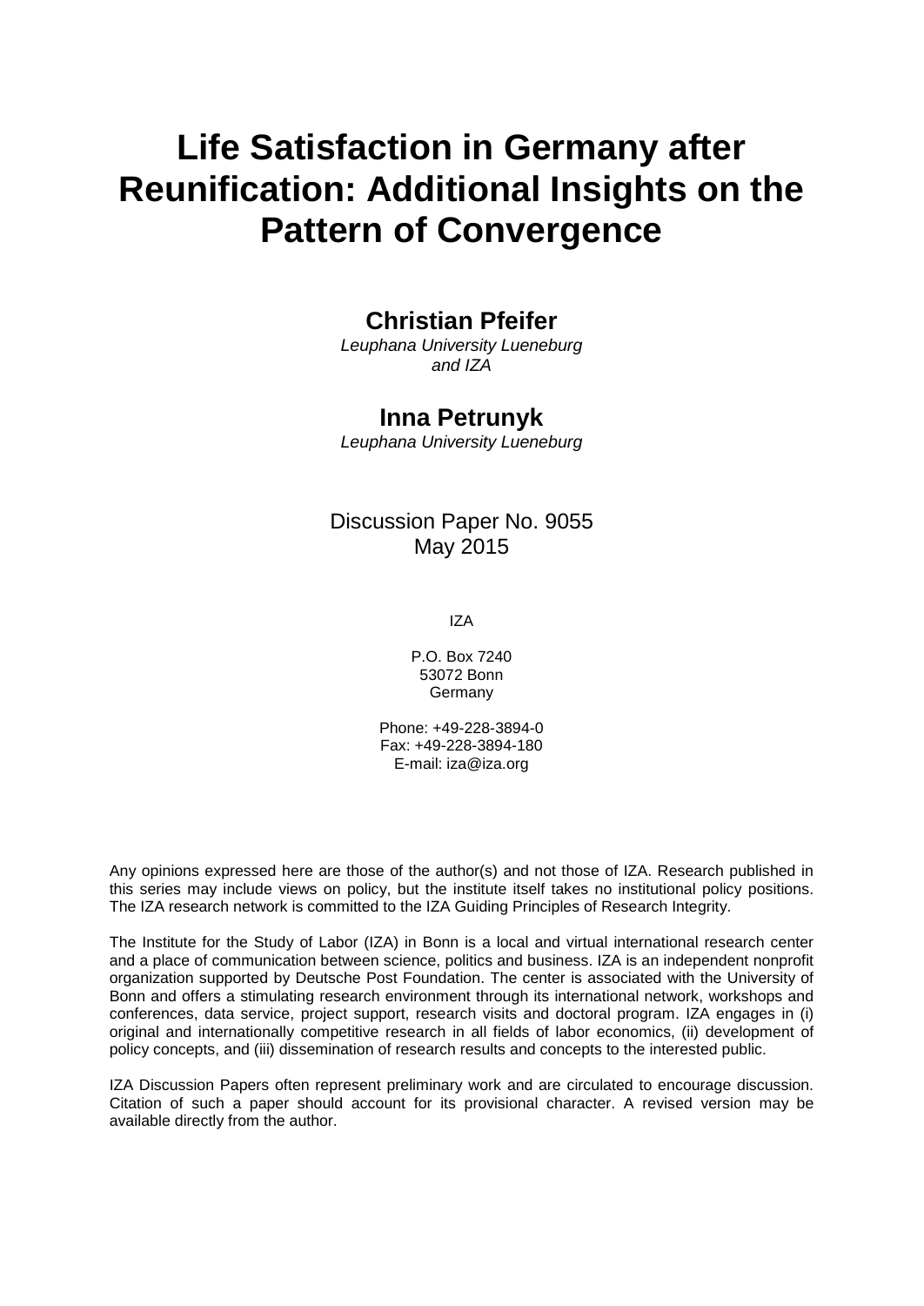# Life Satisfaction in Germany after Reunification: Additional Insights on the Pattern of Convergence

**Christian Pfeifer**
*Leuphana University Lueneburg and IZA*

**Inna Petrunyk**
*Leuphana University Lueneburg*

Discussion Paper No. 9055
May 2015

IZA

P.O. Box 7240
53072 Bonn
Germany

Phone: +49-228-3894-0
Fax: +49-228-3894-180
E-mail: iza@iza.org

Any opinions expressed here are those of the author(s) and not those of IZA. Research published in this series may include views on policy, but the institute itself takes no institutional policy positions. The IZA research network is committed to the IZA Guiding Principles of Research Integrity.

The Institute for the Study of Labor (IZA) in Bonn is a local and virtual international research center and a place of communication between science, politics and business. IZA is an independent nonprofit organization supported by Deutsche Post Foundation. The center is associated with the University of Bonn and offers a stimulating research environment through its international network, workshops and conferences, data service, project support, research visits and doctoral program. IZA engages in (i) original and internationally competitive research in all fields of labor economics, (ii) development of policy concepts, and (iii) dissemination of research results and concepts to the interested public.

IZA Discussion Papers often represent preliminary work and are circulated to encourage discussion. Citation of such a paper should account for its provisional character. A revised version may be available directly from the author.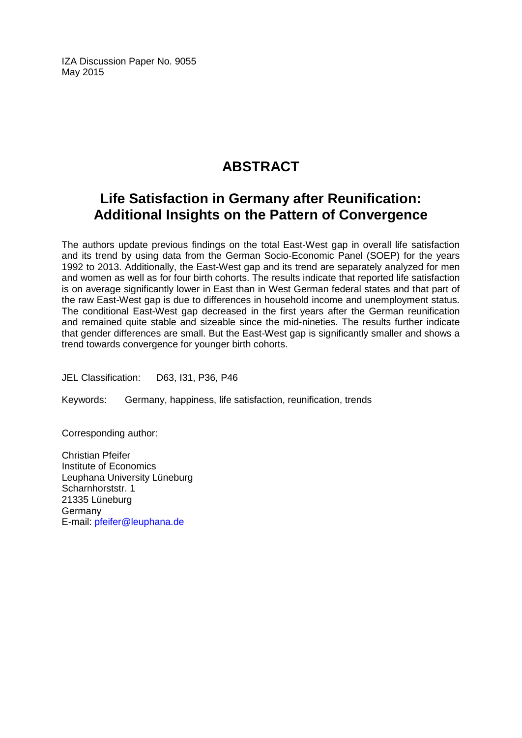IZA Discussion Paper No. 9055
May 2015

# ABSTRACT

## Life Satisfaction in Germany after Reunification: Additional Insights on the Pattern of Convergence

The authors update previous findings on the total East-West gap in overall life satisfaction and its trend by using data from the German Socio-Economic Panel (SOEP) for the years 1992 to 2013. Additionally, the East-West gap and its trend are separately analyzed for men and women as well as for four birth cohorts. The results indicate that reported life satisfaction is on average significantly lower in East than in West German federal states and that part of the raw East-West gap is due to differences in household income and unemployment status. The conditional East-West gap decreased in the first years after the German reunification and remained quite stable and sizeable since the mid-nineties. The results further indicate that gender differences are small. But the East-West gap is significantly smaller and shows a trend towards convergence for younger birth cohorts.

JEL Classification: D63, I31, P36, P46

Keywords: Germany, happiness, life satisfaction, reunification, trends

Corresponding author:

Christian Pfeifer
Institute of Economics
Leuphana University Lüneburg
Scharnhorststr. 1
21335 Lüneburg
Germany
E-mail: pfeifer@leuphana.de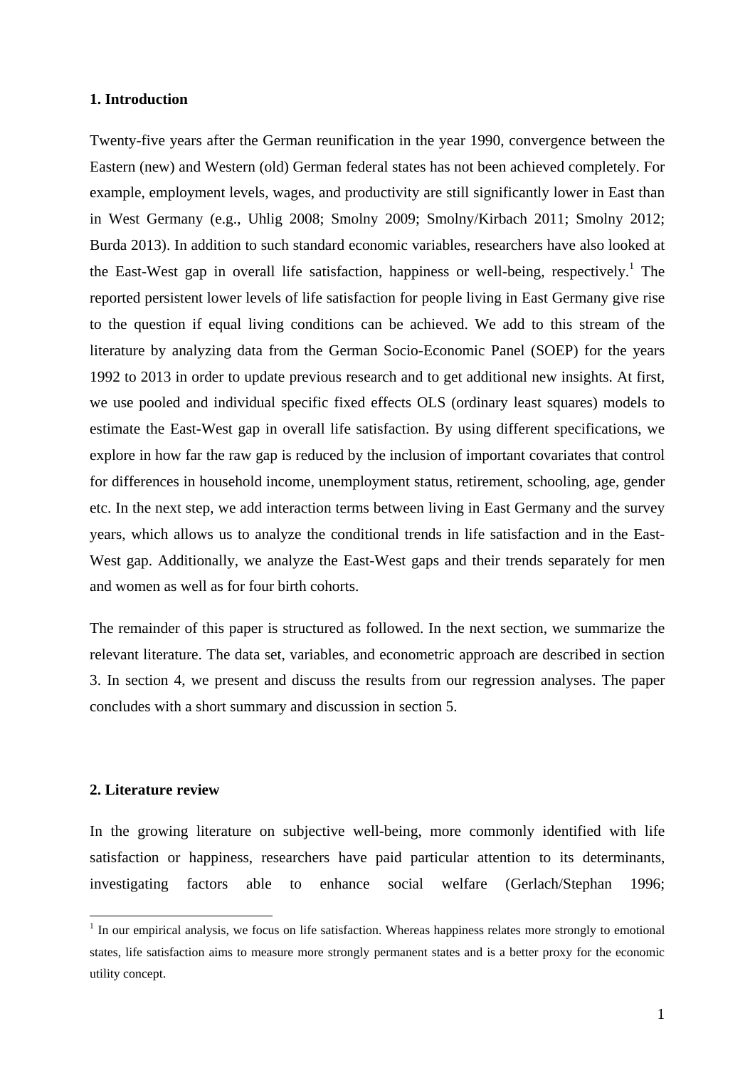## 1. Introduction

Twenty-five years after the German reunification in the year 1990, convergence between the Eastern (new) and Western (old) German federal states has not been achieved completely. For example, employment levels, wages, and productivity are still significantly lower in East than in West Germany (e.g., Uhlig 2008; Smolny 2009; Smolny/Kirbach 2011; Smolny 2012; Burda 2013). In addition to such standard economic variables, researchers have also looked at the East-West gap in overall life satisfaction, happiness or well-being, respectively.[1] The reported persistent lower levels of life satisfaction for people living in East Germany give rise to the question if equal living conditions can be achieved. We add to this stream of the literature by analyzing data from the German Socio-Economic Panel (SOEP) for the years 1992 to 2013 in order to update previous research and to get additional new insights. At first, we use pooled and individual specific fixed effects OLS (ordinary least squares) models to estimate the East-West gap in overall life satisfaction. By using different specifications, we explore in how far the raw gap is reduced by the inclusion of important covariates that control for differences in household income, unemployment status, retirement, schooling, age, gender etc. In the next step, we add interaction terms between living in East Germany and the survey years, which allows us to analyze the conditional trends in life satisfaction and in the East-West gap. Additionally, we analyze the East-West gaps and their trends separately for men and women as well as for four birth cohorts.

The remainder of this paper is structured as followed. In the next section, we summarize the relevant literature. The data set, variables, and econometric approach are described in section 3. In section 4, we present and discuss the results from our regression analyses. The paper concludes with a short summary and discussion in section 5.

## 2. Literature review

In the growing literature on subjective well-being, more commonly identified with life satisfaction or happiness, researchers have paid particular attention to its determinants, investigating factors able to enhance social welfare (Gerlach/Stephan 1996;

[1] In our empirical analysis, we focus on life satisfaction. Whereas happiness relates more strongly to emotional states, life satisfaction aims to measure more strongly permanent states and is a better proxy for the economic utility concept.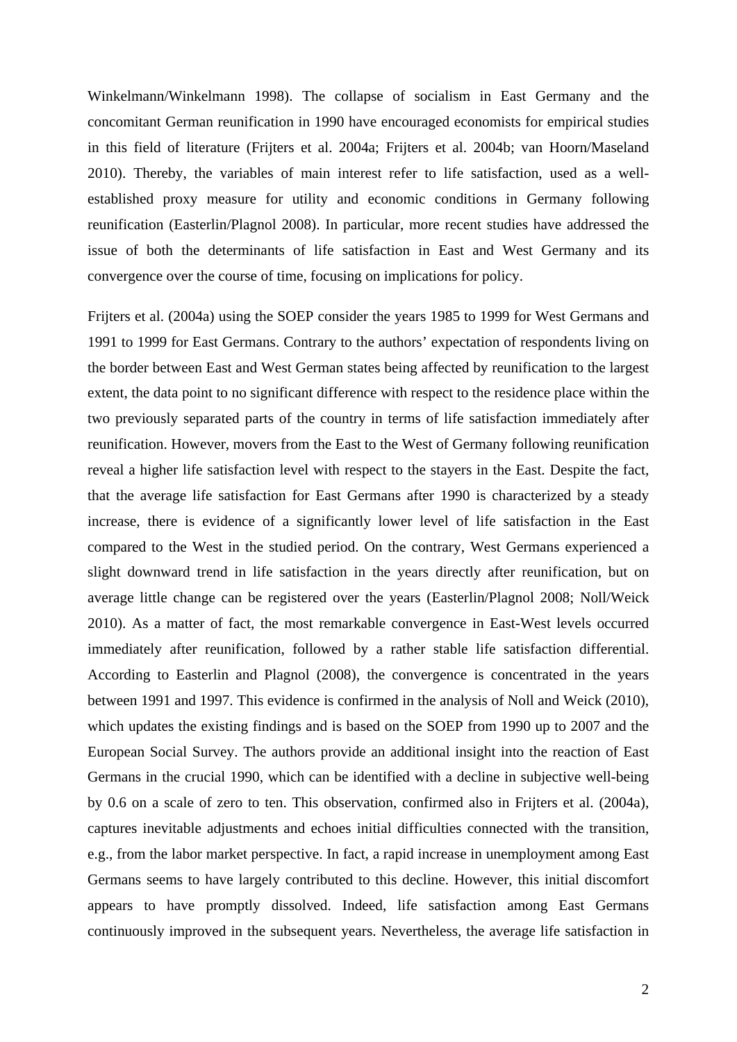Winkelmann/Winkelmann 1998). The collapse of socialism in East Germany and the concomitant German reunification in 1990 have encouraged economists for empirical studies in this field of literature (Frijters et al. 2004a; Frijters et al. 2004b; van Hoorn/Maseland 2010). Thereby, the variables of main interest refer to life satisfaction, used as a well-established proxy measure for utility and economic conditions in Germany following reunification (Easterlin/Plagnol 2008). In particular, more recent studies have addressed the issue of both the determinants of life satisfaction in East and West Germany and its convergence over the course of time, focusing on implications for policy.

Frijters et al. (2004a) using the SOEP consider the years 1985 to 1999 for West Germans and 1991 to 1999 for East Germans. Contrary to the authors' expectation of respondents living on the border between East and West German states being affected by reunification to the largest extent, the data point to no significant difference with respect to the residence place within the two previously separated parts of the country in terms of life satisfaction immediately after reunification. However, movers from the East to the West of Germany following reunification reveal a higher life satisfaction level with respect to the stayers in the East. Despite the fact, that the average life satisfaction for East Germans after 1990 is characterized by a steady increase, there is evidence of a significantly lower level of life satisfaction in the East compared to the West in the studied period. On the contrary, West Germans experienced a slight downward trend in life satisfaction in the years directly after reunification, but on average little change can be registered over the years (Easterlin/Plagnol 2008; Noll/Weick 2010). As a matter of fact, the most remarkable convergence in East-West levels occurred immediately after reunification, followed by a rather stable life satisfaction differential. According to Easterlin and Plagnol (2008), the convergence is concentrated in the years between 1991 and 1997. This evidence is confirmed in the analysis of Noll and Weick (2010), which updates the existing findings and is based on the SOEP from 1990 up to 2007 and the European Social Survey. The authors provide an additional insight into the reaction of East Germans in the crucial 1990, which can be identified with a decline in subjective well-being by 0.6 on a scale of zero to ten. This observation, confirmed also in Frijters et al. (2004a), captures inevitable adjustments and echoes initial difficulties connected with the transition, e.g., from the labor market perspective. In fact, a rapid increase in unemployment among East Germans seems to have largely contributed to this decline. However, this initial discomfort appears to have promptly dissolved. Indeed, life satisfaction among East Germans continuously improved in the subsequent years. Nevertheless, the average life satisfaction in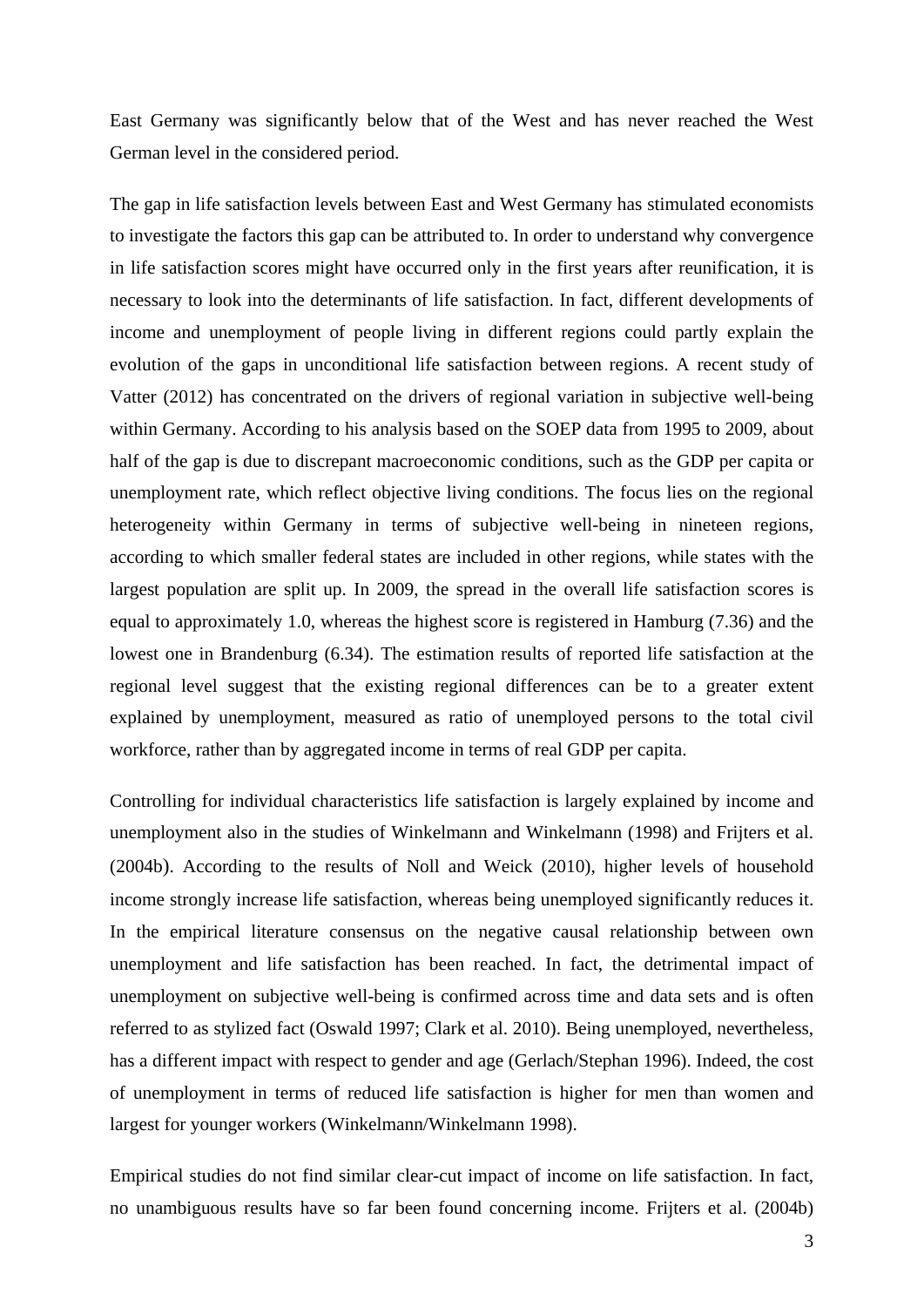East Germany was significantly below that of the West and has never reached the West German level in the considered period.

The gap in life satisfaction levels between East and West Germany has stimulated economists to investigate the factors this gap can be attributed to. In order to understand why convergence in life satisfaction scores might have occurred only in the first years after reunification, it is necessary to look into the determinants of life satisfaction. In fact, different developments of income and unemployment of people living in different regions could partly explain the evolution of the gaps in unconditional life satisfaction between regions. A recent study of Vatter (2012) has concentrated on the drivers of regional variation in subjective well-being within Germany. According to his analysis based on the SOEP data from 1995 to 2009, about half of the gap is due to discrepant macroeconomic conditions, such as the GDP per capita or unemployment rate, which reflect objective living conditions. The focus lies on the regional heterogeneity within Germany in terms of subjective well-being in nineteen regions, according to which smaller federal states are included in other regions, while states with the largest population are split up. In 2009, the spread in the overall life satisfaction scores is equal to approximately 1.0, whereas the highest score is registered in Hamburg (7.36) and the lowest one in Brandenburg (6.34). The estimation results of reported life satisfaction at the regional level suggest that the existing regional differences can be to a greater extent explained by unemployment, measured as ratio of unemployed persons to the total civil workforce, rather than by aggregated income in terms of real GDP per capita.

Controlling for individual characteristics life satisfaction is largely explained by income and unemployment also in the studies of Winkelmann and Winkelmann (1998) and Frijters et al. (2004b). According to the results of Noll and Weick (2010), higher levels of household income strongly increase life satisfaction, whereas being unemployed significantly reduces it. In the empirical literature consensus on the negative causal relationship between own unemployment and life satisfaction has been reached. In fact, the detrimental impact of unemployment on subjective well-being is confirmed across time and data sets and is often referred to as stylized fact (Oswald 1997; Clark et al. 2010). Being unemployed, nevertheless, has a different impact with respect to gender and age (Gerlach/Stephan 1996). Indeed, the cost of unemployment in terms of reduced life satisfaction is higher for men than women and largest for younger workers (Winkelmann/Winkelmann 1998).

Empirical studies do not find similar clear-cut impact of income on life satisfaction. In fact, no unambiguous results have so far been found concerning income. Frijters et al. (2004b)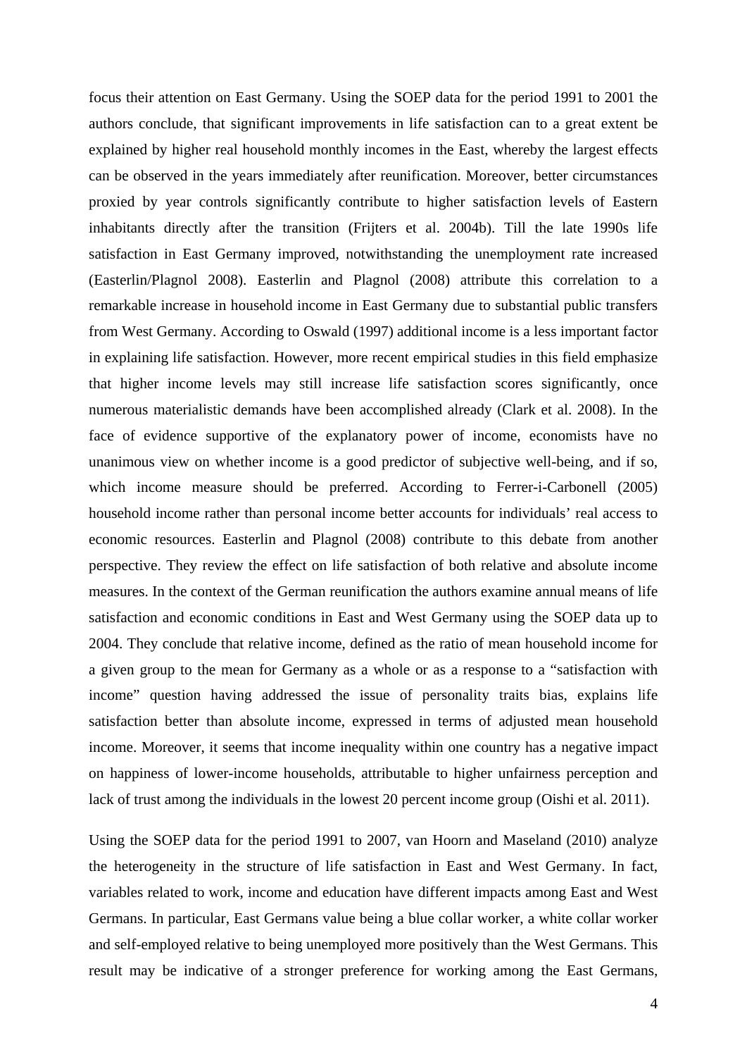focus their attention on East Germany. Using the SOEP data for the period 1991 to 2001 the authors conclude, that significant improvements in life satisfaction can to a great extent be explained by higher real household monthly incomes in the East, whereby the largest effects can be observed in the years immediately after reunification. Moreover, better circumstances proxied by year controls significantly contribute to higher satisfaction levels of Eastern inhabitants directly after the transition (Frijters et al. 2004b). Till the late 1990s life satisfaction in East Germany improved, notwithstanding the unemployment rate increased (Easterlin/Plagnol 2008). Easterlin and Plagnol (2008) attribute this correlation to a remarkable increase in household income in East Germany due to substantial public transfers from West Germany. According to Oswald (1997) additional income is a less important factor in explaining life satisfaction. However, more recent empirical studies in this field emphasize that higher income levels may still increase life satisfaction scores significantly, once numerous materialistic demands have been accomplished already (Clark et al. 2008). In the face of evidence supportive of the explanatory power of income, economists have no unanimous view on whether income is a good predictor of subjective well-being, and if so, which income measure should be preferred. According to Ferrer-i-Carbonell (2005) household income rather than personal income better accounts for individuals' real access to economic resources. Easterlin and Plagnol (2008) contribute to this debate from another perspective. They review the effect on life satisfaction of both relative and absolute income measures. In the context of the German reunification the authors examine annual means of life satisfaction and economic conditions in East and West Germany using the SOEP data up to 2004. They conclude that relative income, defined as the ratio of mean household income for a given group to the mean for Germany as a whole or as a response to a "satisfaction with income" question having addressed the issue of personality traits bias, explains life satisfaction better than absolute income, expressed in terms of adjusted mean household income. Moreover, it seems that income inequality within one country has a negative impact on happiness of lower-income households, attributable to higher unfairness perception and lack of trust among the individuals in the lowest 20 percent income group (Oishi et al. 2011).

Using the SOEP data for the period 1991 to 2007, van Hoorn and Maseland (2010) analyze the heterogeneity in the structure of life satisfaction in East and West Germany. In fact, variables related to work, income and education have different impacts among East and West Germans. In particular, East Germans value being a blue collar worker, a white collar worker and self-employed relative to being unemployed more positively than the West Germans. This result may be indicative of a stronger preference for working among the East Germans,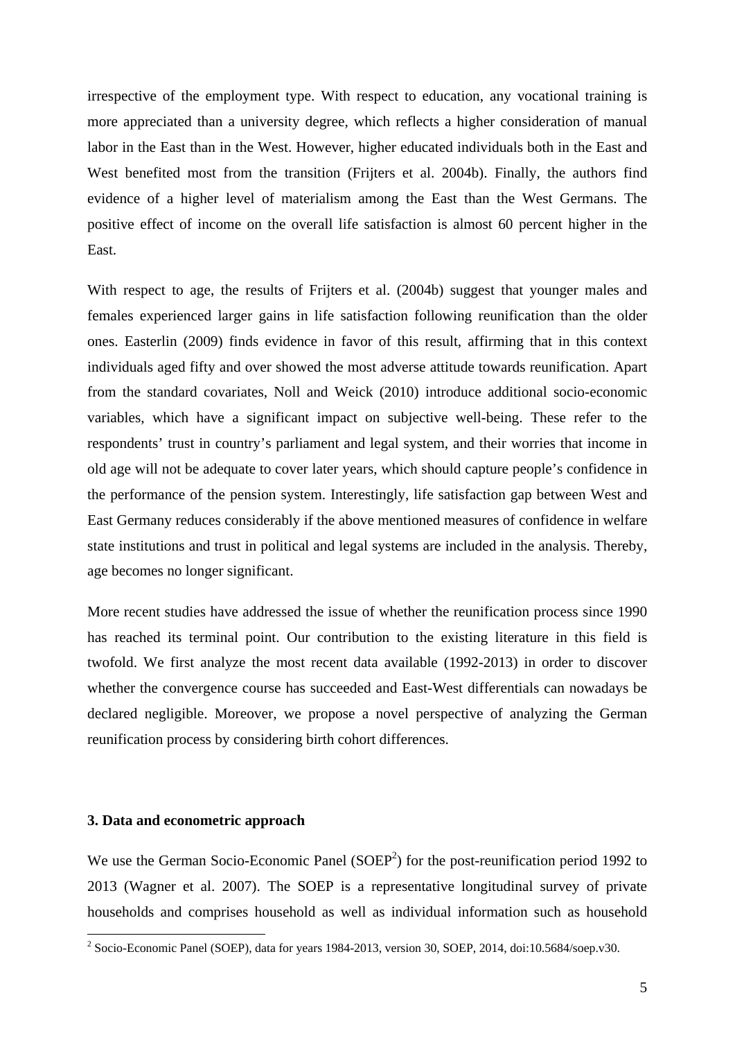irrespective of the employment type. With respect to education, any vocational training is more appreciated than a university degree, which reflects a higher consideration of manual labor in the East than in the West. However, higher educated individuals both in the East and West benefited most from the transition (Frijters et al. 2004b). Finally, the authors find evidence of a higher level of materialism among the East than the West Germans. The positive effect of income on the overall life satisfaction is almost 60 percent higher in the East.

With respect to age, the results of Frijters et al. (2004b) suggest that younger males and females experienced larger gains in life satisfaction following reunification than the older ones. Easterlin (2009) finds evidence in favor of this result, affirming that in this context individuals aged fifty and over showed the most adverse attitude towards reunification. Apart from the standard covariates, Noll and Weick (2010) introduce additional socio-economic variables, which have a significant impact on subjective well-being. These refer to the respondents' trust in country's parliament and legal system, and their worries that income in old age will not be adequate to cover later years, which should capture people's confidence in the performance of the pension system. Interestingly, life satisfaction gap between West and East Germany reduces considerably if the above mentioned measures of confidence in welfare state institutions and trust in political and legal systems are included in the analysis. Thereby, age becomes no longer significant.

More recent studies have addressed the issue of whether the reunification process since 1990 has reached its terminal point. Our contribution to the existing literature in this field is twofold. We first analyze the most recent data available (1992-2013) in order to discover whether the convergence course has succeeded and East-West differentials can nowadays be declared negligible. Moreover, we propose a novel perspective of analyzing the German reunification process by considering birth cohort differences.

### 3. Data and econometric approach

We use the German Socio-Economic Panel (SOEP[2]) for the post-reunification period 1992 to 2013 (Wagner et al. 2007). The SOEP is a representative longitudinal survey of private households and comprises household as well as individual information such as household

[2] Socio-Economic Panel (SOEP), data for years 1984-2013, version 30, SOEP, 2014, doi:10.5684/soep.v30.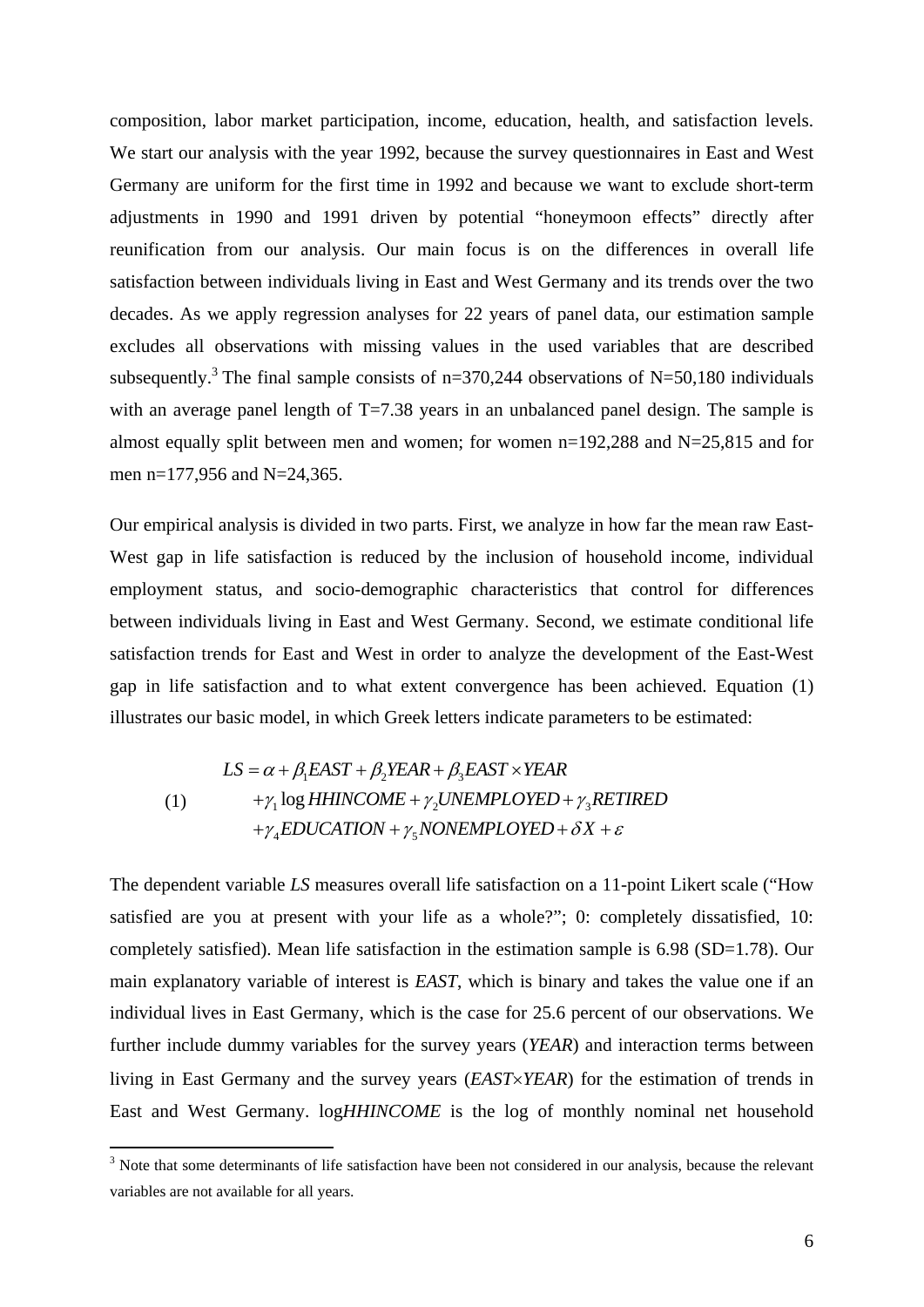composition, labor market participation, income, education, health, and satisfaction levels. We start our analysis with the year 1992, because the survey questionnaires in East and West Germany are uniform for the first time in 1992 and because we want to exclude short-term adjustments in 1990 and 1991 driven by potential "honeymoon effects" directly after reunification from our analysis. Our main focus is on the differences in overall life satisfaction between individuals living in East and West Germany and its trends over the two decades. As we apply regression analyses for 22 years of panel data, our estimation sample excludes all observations with missing values in the used variables that are described subsequently.[3] The final sample consists of n=370,244 observations of N=50,180 individuals with an average panel length of T=7.38 years in an unbalanced panel design. The sample is almost equally split between men and women; for women n=192,288 and N=25,815 and for men n=177,956 and N=24,365.

Our empirical analysis is divided in two parts. First, we analyze in how far the mean raw East-West gap in life satisfaction is reduced by the inclusion of household income, individual employment status, and socio-demographic characteristics that control for differences between individuals living in East and West Germany. Second, we estimate conditional life satisfaction trends for East and West in order to analyze the development of the East-West gap in life satisfaction and to what extent convergence has been achieved. Equation (1) illustrates our basic model, in which Greek letters indicate parameters to be estimated:

$$
\begin{aligned}
(1) \qquad LS &= \alpha + \beta_1 EAST + \beta_2 YEAR + \beta_3 EAST \times YEAR \\
&+ \gamma_1 \log HHINCOME + \gamma_2 UNEMPLOYED + \gamma_3 RETIRED \\
&+ \gamma_4 EDUCATION + \gamma_5 NONEMPLOYED + \delta X + \varepsilon
\end{aligned}
$$

The dependent variable *LS* measures overall life satisfaction on a 11-point Likert scale ("How satisfied are you at present with your life as a whole?"; 0: completely dissatisfied, 10: completely satisfied). Mean life satisfaction in the estimation sample is 6.98 (SD=1.78). Our main explanatory variable of interest is *EAST*, which is binary and takes the value one if an individual lives in East Germany, which is the case for 25.6 percent of our observations. We further include dummy variables for the survey years (*YEAR*) and interaction terms between living in East Germany and the survey years (*EAST*×*YEAR*) for the estimation of trends in East and West Germany. log*HHINCOME* is the log of monthly nominal net household

[3] Note that some determinants of life satisfaction have been not considered in our analysis, because the relevant variables are not available for all years.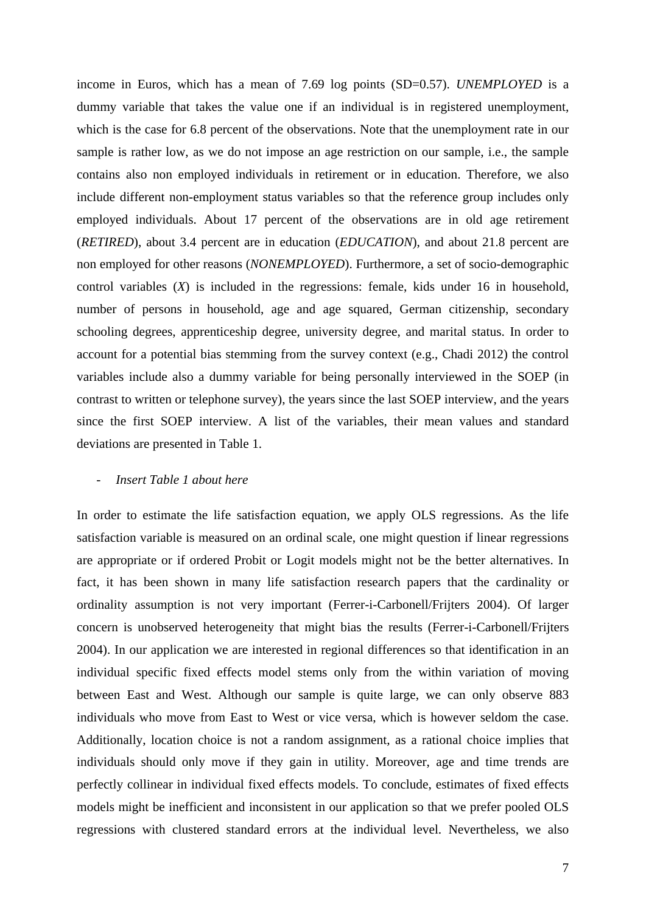income in Euros, which has a mean of 7.69 log points (SD=0.57). *UNEMPLOYED* is a dummy variable that takes the value one if an individual is in registered unemployment, which is the case for 6.8 percent of the observations. Note that the unemployment rate in our sample is rather low, as we do not impose an age restriction on our sample, i.e., the sample contains also non employed individuals in retirement or in education. Therefore, we also include different non-employment status variables so that the reference group includes only employed individuals. About 17 percent of the observations are in old age retirement (*RETIRED*), about 3.4 percent are in education (*EDUCATION*), and about 21.8 percent are non employed for other reasons (*NONEMPLOYED*). Furthermore, a set of socio-demographic control variables (*X*) is included in the regressions: female, kids under 16 in household, number of persons in household, age and age squared, German citizenship, secondary schooling degrees, apprenticeship degree, university degree, and marital status. In order to account for a potential bias stemming from the survey context (e.g., Chadi 2012) the control variables include also a dummy variable for being personally interviewed in the SOEP (in contrast to written or telephone survey), the years since the last SOEP interview, and the years since the first SOEP interview. A list of the variables, their mean values and standard deviations are presented in Table 1.

- *Insert Table 1 about here*

In order to estimate the life satisfaction equation, we apply OLS regressions. As the life satisfaction variable is measured on an ordinal scale, one might question if linear regressions are appropriate or if ordered Probit or Logit models might not be the better alternatives. In fact, it has been shown in many life satisfaction research papers that the cardinality or ordinality assumption is not very important (Ferrer-i-Carbonell/Frijters 2004). Of larger concern is unobserved heterogeneity that might bias the results (Ferrer-i-Carbonell/Frijters 2004). In our application we are interested in regional differences so that identification in an individual specific fixed effects model stems only from the within variation of moving between East and West. Although our sample is quite large, we can only observe 883 individuals who move from East to West or vice versa, which is however seldom the case. Additionally, location choice is not a random assignment, as a rational choice implies that individuals should only move if they gain in utility. Moreover, age and time trends are perfectly collinear in individual fixed effects models. To conclude, estimates of fixed effects models might be inefficient and inconsistent in our application so that we prefer pooled OLS regressions with clustered standard errors at the individual level. Nevertheless, we also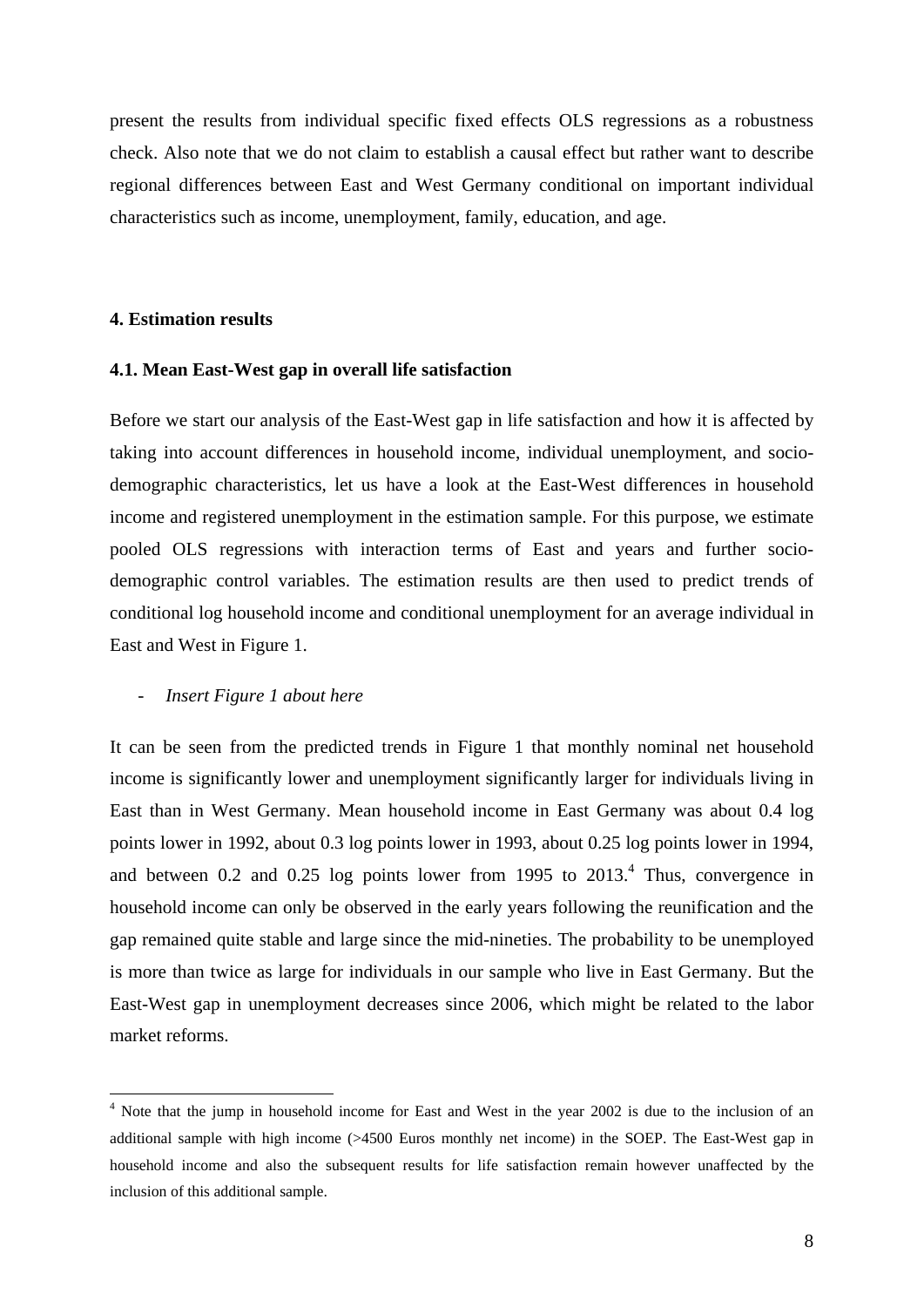present the results from individual specific fixed effects OLS regressions as a robustness check. Also note that we do not claim to establish a causal effect but rather want to describe regional differences between East and West Germany conditional on important individual characteristics such as income, unemployment, family, education, and age.

## 4. Estimation results

### 4.1. Mean East-West gap in overall life satisfaction

Before we start our analysis of the East-West gap in life satisfaction and how it is affected by taking into account differences in household income, individual unemployment, and socio-demographic characteristics, let us have a look at the East-West differences in household income and registered unemployment in the estimation sample. For this purpose, we estimate pooled OLS regressions with interaction terms of East and years and further socio-demographic control variables. The estimation results are then used to predict trends of conditional log household income and conditional unemployment for an average individual in East and West in Figure 1.

- *Insert Figure 1 about here*

It can be seen from the predicted trends in Figure 1 that monthly nominal net household income is significantly lower and unemployment significantly larger for individuals living in East than in West Germany. Mean household income in East Germany was about 0.4 log points lower in 1992, about 0.3 log points lower in 1993, about 0.25 log points lower in 1994, and between 0.2 and 0.25 log points lower from 1995 to 2013.[4] Thus, convergence in household income can only be observed in the early years following the reunification and the gap remained quite stable and large since the mid-nineties. The probability to be unemployed is more than twice as large for individuals in our sample who live in East Germany. But the East-West gap in unemployment decreases since 2006, which might be related to the labor market reforms.

[4] Note that the jump in household income for East and West in the year 2002 is due to the inclusion of an additional sample with high income (>4500 Euros monthly net income) in the SOEP. The East-West gap in household income and also the subsequent results for life satisfaction remain however unaffected by the inclusion of this additional sample.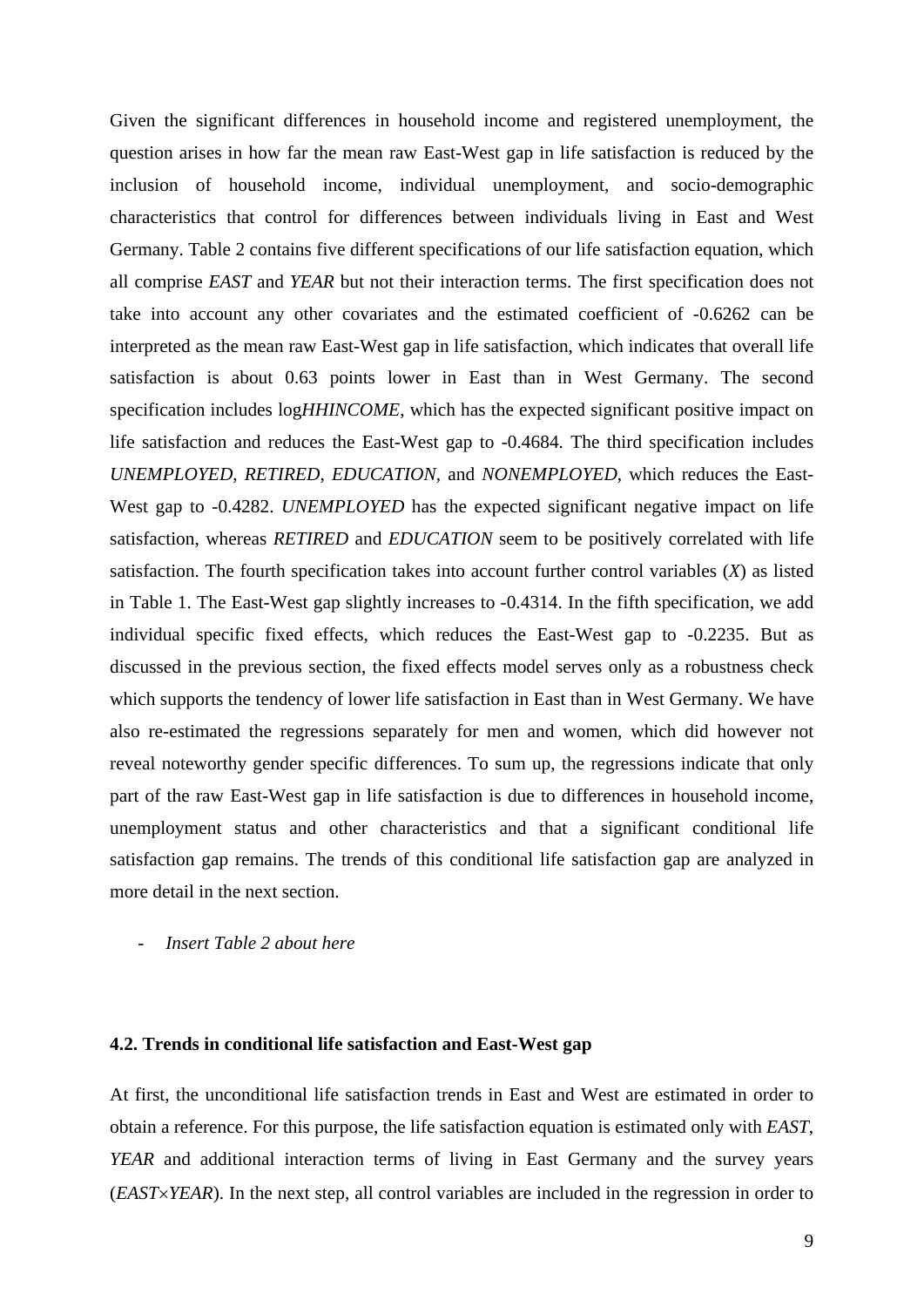Given the significant differences in household income and registered unemployment, the question arises in how far the mean raw East-West gap in life satisfaction is reduced by the inclusion of household income, individual unemployment, and socio-demographic characteristics that control for differences between individuals living in East and West Germany. Table 2 contains five different specifications of our life satisfaction equation, which all comprise *EAST* and *YEAR* but not their interaction terms. The first specification does not take into account any other covariates and the estimated coefficient of -0.6262 can be interpreted as the mean raw East-West gap in life satisfaction, which indicates that overall life satisfaction is about 0.63 points lower in East than in West Germany. The second specification includes log*HHINCOME*, which has the expected significant positive impact on life satisfaction and reduces the East-West gap to -0.4684. The third specification includes *UNEMPLOYED*, *RETIRED*, *EDUCATION*, and *NONEMPLOYED*, which reduces the East-West gap to -0.4282. *UNEMPLOYED* has the expected significant negative impact on life satisfaction, whereas *RETIRED* and *EDUCATION* seem to be positively correlated with life satisfaction. The fourth specification takes into account further control variables (*X*) as listed in Table 1. The East-West gap slightly increases to -0.4314. In the fifth specification, we add individual specific fixed effects, which reduces the East-West gap to -0.2235. But as discussed in the previous section, the fixed effects model serves only as a robustness check which supports the tendency of lower life satisfaction in East than in West Germany. We have also re-estimated the regressions separately for men and women, which did however not reveal noteworthy gender specific differences. To sum up, the regressions indicate that only part of the raw East-West gap in life satisfaction is due to differences in household income, unemployment status and other characteristics and that a significant conditional life satisfaction gap remains. The trends of this conditional life satisfaction gap are analyzed in more detail in the next section.

- *Insert Table 2 about here*

### 4.2. Trends in conditional life satisfaction and East-West gap

At first, the unconditional life satisfaction trends in East and West are estimated in order to obtain a reference. For this purpose, the life satisfaction equation is estimated only with *EAST*, *YEAR* and additional interaction terms of living in East Germany and the survey years (*EAST*×*YEAR*). In the next step, all control variables are included in the regression in order to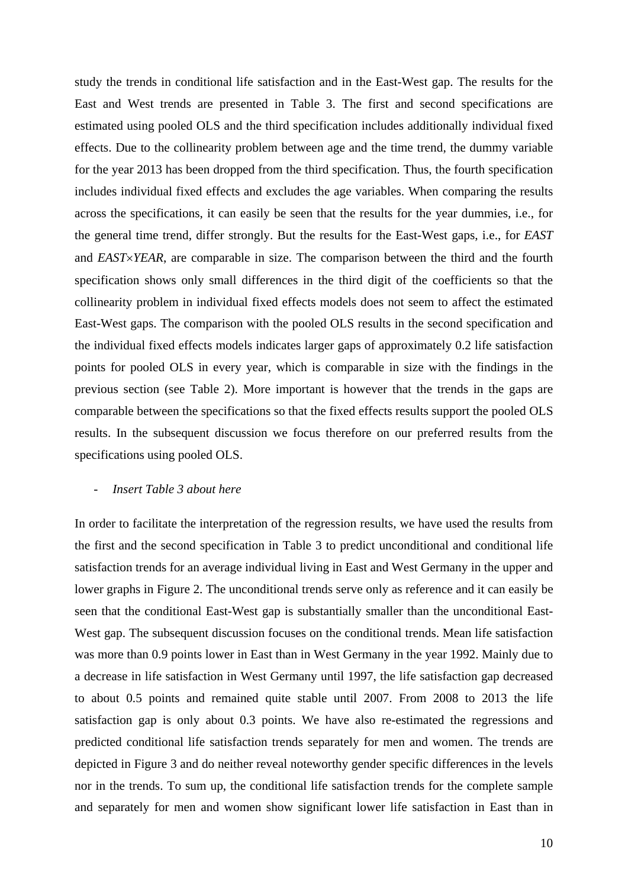study the trends in conditional life satisfaction and in the East-West gap. The results for the East and West trends are presented in Table 3. The first and second specifications are estimated using pooled OLS and the third specification includes additionally individual fixed effects. Due to the collinearity problem between age and the time trend, the dummy variable for the year 2013 has been dropped from the third specification. Thus, the fourth specification includes individual fixed effects and excludes the age variables. When comparing the results across the specifications, it can easily be seen that the results for the year dummies, i.e., for the general time trend, differ strongly. But the results for the East-West gaps, i.e., for *EAST* and *EAST*×*YEAR*, are comparable in size. The comparison between the third and the fourth specification shows only small differences in the third digit of the coefficients so that the collinearity problem in individual fixed effects models does not seem to affect the estimated East-West gaps. The comparison with the pooled OLS results in the second specification and the individual fixed effects models indicates larger gaps of approximately 0.2 life satisfaction points for pooled OLS in every year, which is comparable in size with the findings in the previous section (see Table 2). More important is however that the trends in the gaps are comparable between the specifications so that the fixed effects results support the pooled OLS results. In the subsequent discussion we focus therefore on our preferred results from the specifications using pooled OLS.

- *Insert Table 3 about here*

In order to facilitate the interpretation of the regression results, we have used the results from the first and the second specification in Table 3 to predict unconditional and conditional life satisfaction trends for an average individual living in East and West Germany in the upper and lower graphs in Figure 2. The unconditional trends serve only as reference and it can easily be seen that the conditional East-West gap is substantially smaller than the unconditional East-West gap. The subsequent discussion focuses on the conditional trends. Mean life satisfaction was more than 0.9 points lower in East than in West Germany in the year 1992. Mainly due to a decrease in life satisfaction in West Germany until 1997, the life satisfaction gap decreased to about 0.5 points and remained quite stable until 2007. From 2008 to 2013 the life satisfaction gap is only about 0.3 points. We have also re-estimated the regressions and predicted conditional life satisfaction trends separately for men and women. The trends are depicted in Figure 3 and do neither reveal noteworthy gender specific differences in the levels nor in the trends. To sum up, the conditional life satisfaction trends for the complete sample and separately for men and women show significant lower life satisfaction in East than in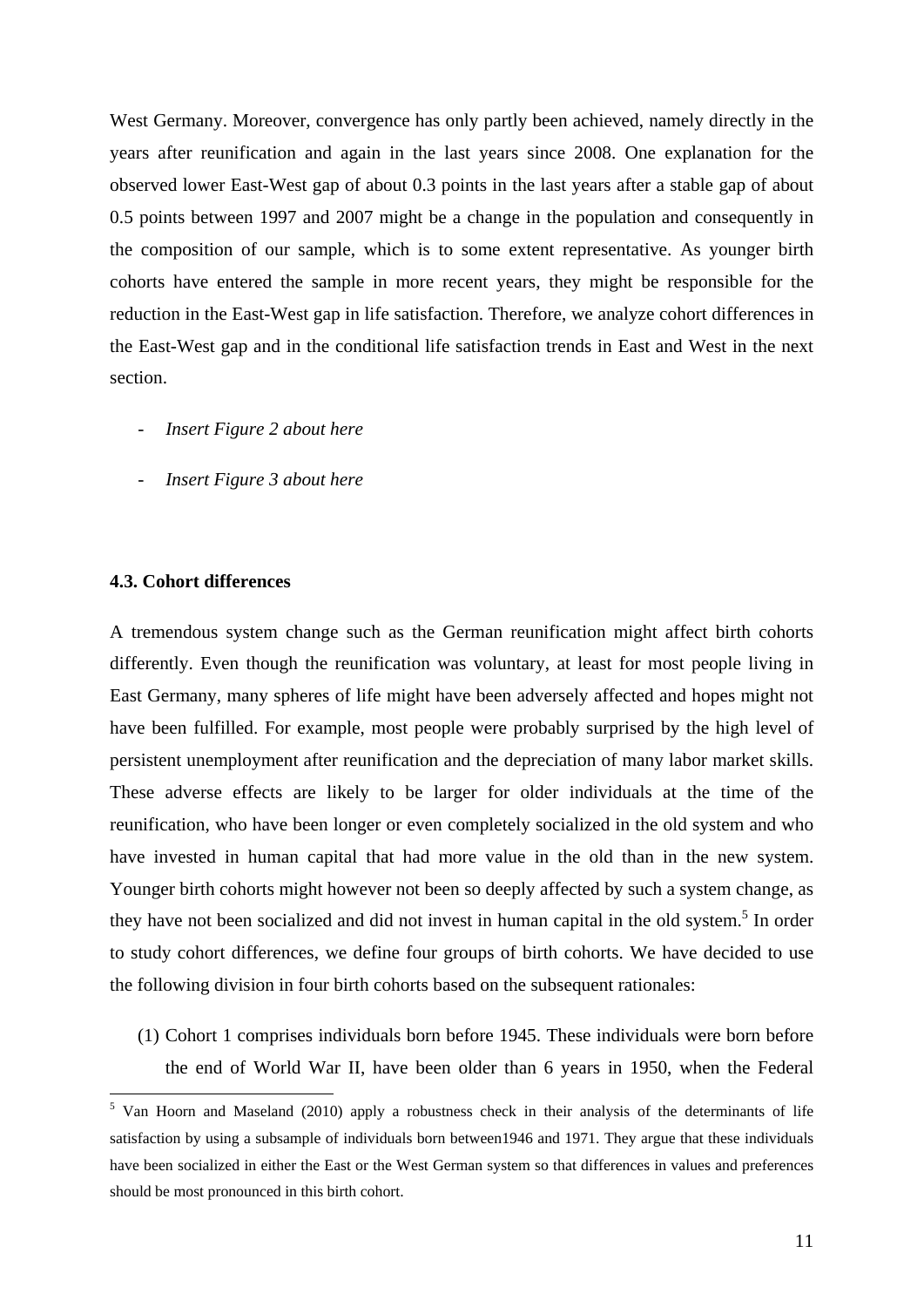West Germany. Moreover, convergence has only partly been achieved, namely directly in the years after reunification and again in the last years since 2008. One explanation for the observed lower East-West gap of about 0.3 points in the last years after a stable gap of about 0.5 points between 1997 and 2007 might be a change in the population and consequently in the composition of our sample, which is to some extent representative. As younger birth cohorts have entered the sample in more recent years, they might be responsible for the reduction in the East-West gap in life satisfaction. Therefore, we analyze cohort differences in the East-West gap and in the conditional life satisfaction trends in East and West in the next section.

- *Insert Figure 2 about here*

- *Insert Figure 3 about here*

### 4.3. Cohort differences

A tremendous system change such as the German reunification might affect birth cohorts differently. Even though the reunification was voluntary, at least for most people living in East Germany, many spheres of life might have been adversely affected and hopes might not have been fulfilled. For example, most people were probably surprised by the high level of persistent unemployment after reunification and the depreciation of many labor market skills. These adverse effects are likely to be larger for older individuals at the time of the reunification, who have been longer or even completely socialized in the old system and who have invested in human capital that had more value in the old than in the new system. Younger birth cohorts might however not been so deeply affected by such a system change, as they have not been socialized and did not invest in human capital in the old system.[5] In order to study cohort differences, we define four groups of birth cohorts. We have decided to use the following division in four birth cohorts based on the subsequent rationales:

(1) Cohort 1 comprises individuals born before 1945. These individuals were born before the end of World War II, have been older than 6 years in 1950, when the Federal

[5] Van Hoorn and Maseland (2010) apply a robustness check in their analysis of the determinants of life satisfaction by using a subsample of individuals born between1946 and 1971. They argue that these individuals have been socialized in either the East or the West German system so that differences in values and preferences should be most pronounced in this birth cohort.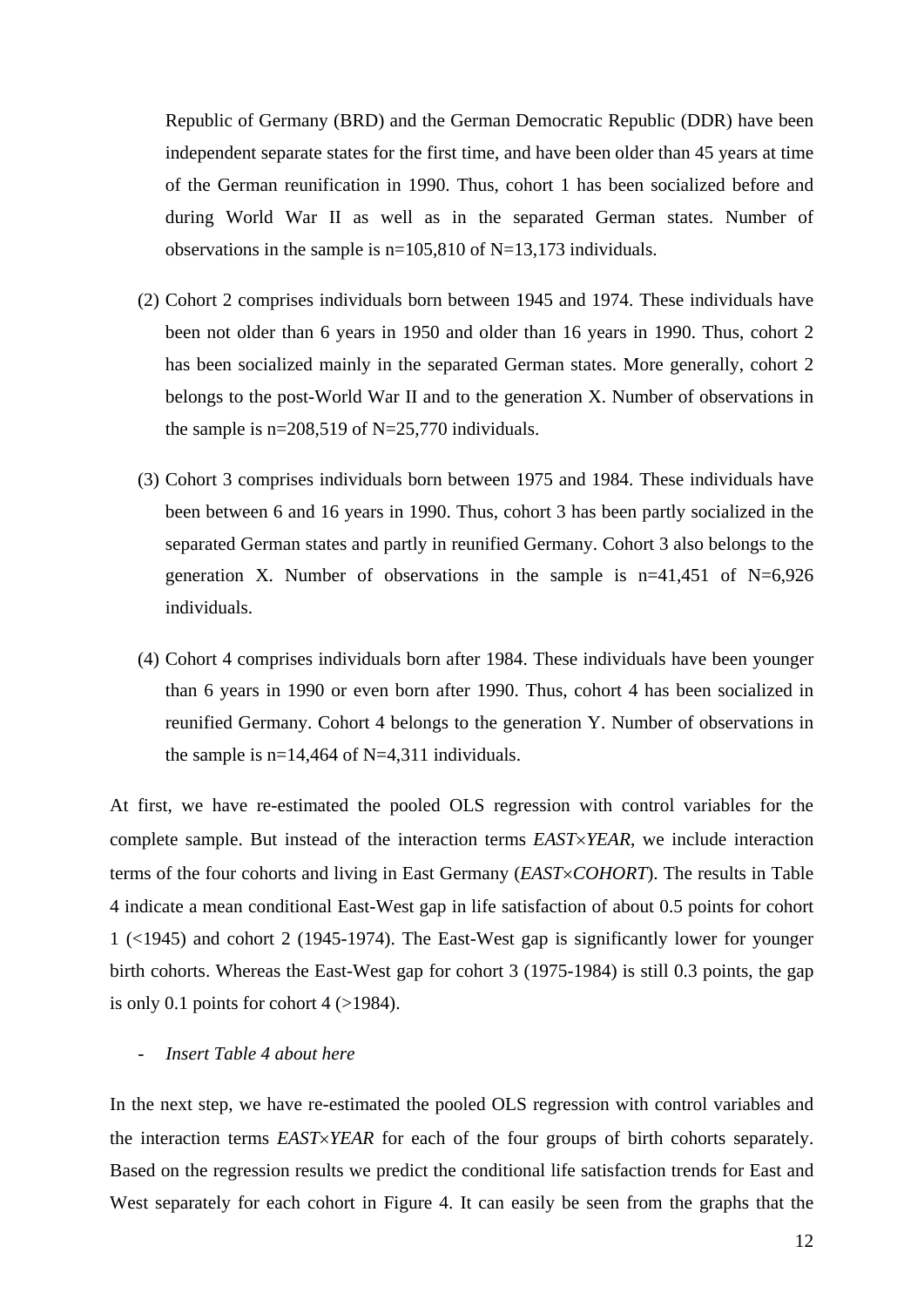Republic of Germany (BRD) and the German Democratic Republic (DDR) have been independent separate states for the first time, and have been older than 45 years at time of the German reunification in 1990. Thus, cohort 1 has been socialized before and during World War II as well as in the separated German states. Number of observations in the sample is n=105,810 of N=13,173 individuals.

(2) Cohort 2 comprises individuals born between 1945 and 1974. These individuals have been not older than 6 years in 1950 and older than 16 years in 1990. Thus, cohort 2 has been socialized mainly in the separated German states. More generally, cohort 2 belongs to the post-World War II and to the generation X. Number of observations in the sample is n=208,519 of N=25,770 individuals.

(3) Cohort 3 comprises individuals born between 1975 and 1984. These individuals have been between 6 and 16 years in 1990. Thus, cohort 3 has been partly socialized in the separated German states and partly in reunified Germany. Cohort 3 also belongs to the generation X. Number of observations in the sample is n=41,451 of N=6,926 individuals.

(4) Cohort 4 comprises individuals born after 1984. These individuals have been younger than 6 years in 1990 or even born after 1990. Thus, cohort 4 has been socialized in reunified Germany. Cohort 4 belongs to the generation Y. Number of observations in the sample is n=14,464 of N=4,311 individuals.

At first, we have re-estimated the pooled OLS regression with control variables for the complete sample. But instead of the interaction terms *EAST×YEAR*, we include interaction terms of the four cohorts and living in East Germany (*EAST×COHORT*). The results in Table 4 indicate a mean conditional East-West gap in life satisfaction of about 0.5 points for cohort 1 (<1945) and cohort 2 (1945-1974). The East-West gap is significantly lower for younger birth cohorts. Whereas the East-West gap for cohort 3 (1975-1984) is still 0.3 points, the gap is only 0.1 points for cohort 4 (>1984).

- *Insert Table 4 about here*

In the next step, we have re-estimated the pooled OLS regression with control variables and the interaction terms *EAST×YEAR* for each of the four groups of birth cohorts separately. Based on the regression results we predict the conditional life satisfaction trends for East and West separately for each cohort in Figure 4. It can easily be seen from the graphs that the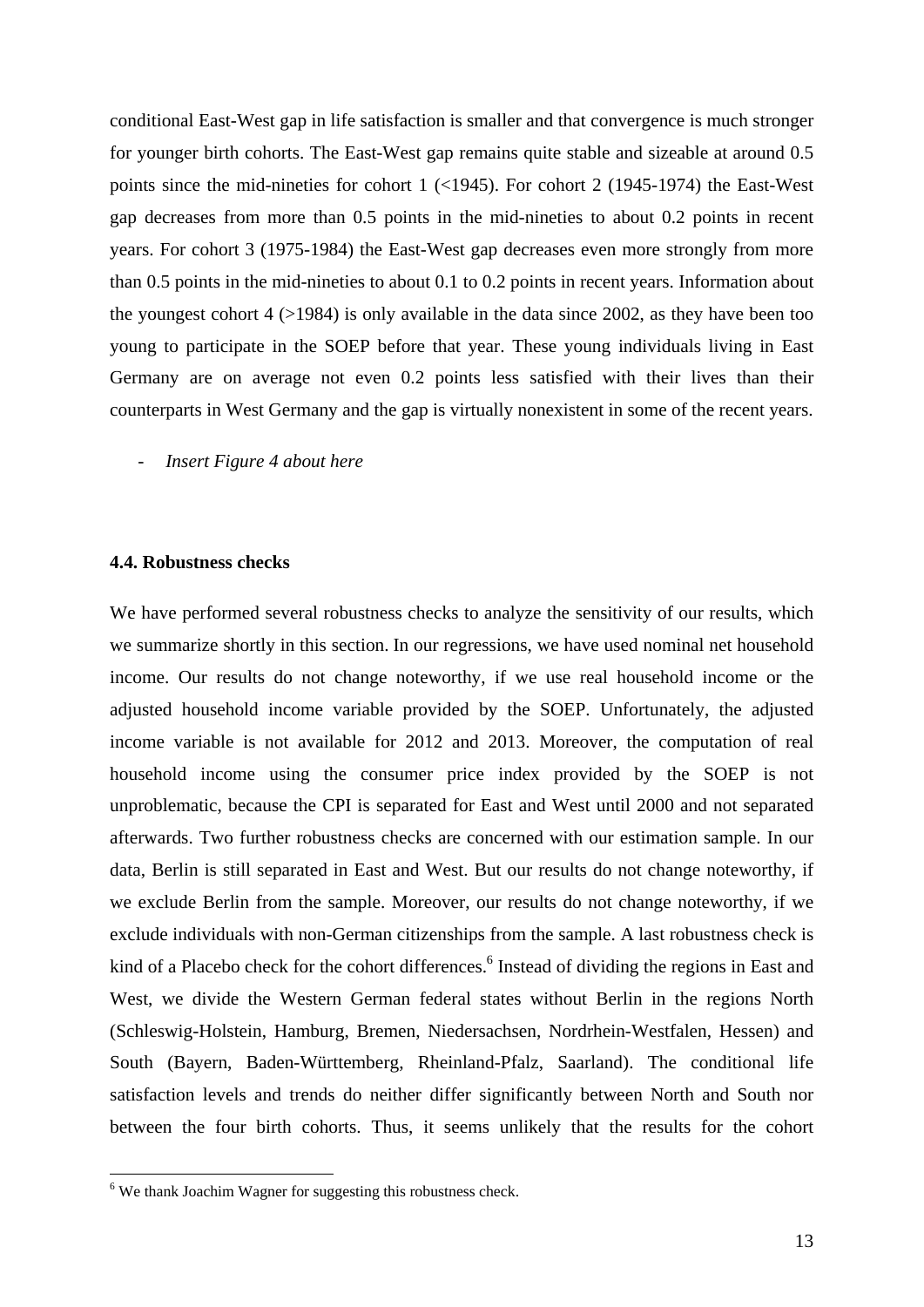conditional East-West gap in life satisfaction is smaller and that convergence is much stronger for younger birth cohorts. The East-West gap remains quite stable and sizeable at around 0.5 points since the mid-nineties for cohort 1 (<1945). For cohort 2 (1945-1974) the East-West gap decreases from more than 0.5 points in the mid-nineties to about 0.2 points in recent years. For cohort 3 (1975-1984) the East-West gap decreases even more strongly from more than 0.5 points in the mid-nineties to about 0.1 to 0.2 points in recent years. Information about the youngest cohort 4 (>1984) is only available in the data since 2002, as they have been too young to participate in the SOEP before that year. These young individuals living in East Germany are on average not even 0.2 points less satisfied with their lives than their counterparts in West Germany and the gap is virtually nonexistent in some of the recent years.

- *Insert Figure 4 about here*

### 4.4. Robustness checks

We have performed several robustness checks to analyze the sensitivity of our results, which we summarize shortly in this section. In our regressions, we have used nominal net household income. Our results do not change noteworthy, if we use real household income or the adjusted household income variable provided by the SOEP. Unfortunately, the adjusted income variable is not available for 2012 and 2013. Moreover, the computation of real household income using the consumer price index provided by the SOEP is not unproblematic, because the CPI is separated for East and West until 2000 and not separated afterwards. Two further robustness checks are concerned with our estimation sample. In our data, Berlin is still separated in East and West. But our results do not change noteworthy, if we exclude Berlin from the sample. Moreover, our results do not change noteworthy, if we exclude individuals with non-German citizenships from the sample. A last robustness check is kind of a Placebo check for the cohort differences.[6] Instead of dividing the regions in East and West, we divide the Western German federal states without Berlin in the regions North (Schleswig-Holstein, Hamburg, Bremen, Niedersachsen, Nordrhein-Westfalen, Hessen) and South (Bayern, Baden-Württemberg, Rheinland-Pfalz, Saarland). The conditional life satisfaction levels and trends do neither differ significantly between North and South nor between the four birth cohorts. Thus, it seems unlikely that the results for the cohort

[6] We thank Joachim Wagner for suggesting this robustness check.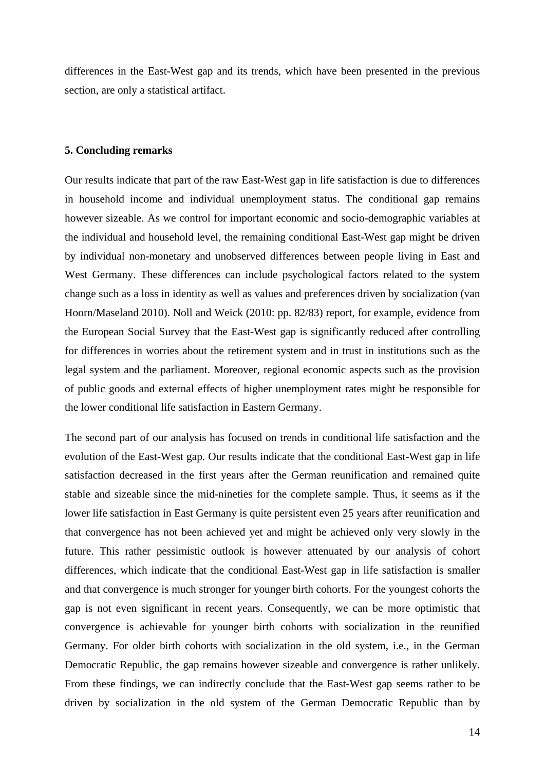differences in the East-West gap and its trends, which have been presented in the previous section, are only a statistical artifact.

## 5. Concluding remarks

Our results indicate that part of the raw East-West gap in life satisfaction is due to differences in household income and individual unemployment status. The conditional gap remains however sizeable. As we control for important economic and socio-demographic variables at the individual and household level, the remaining conditional East-West gap might be driven by individual non-monetary and unobserved differences between people living in East and West Germany. These differences can include psychological factors related to the system change such as a loss in identity as well as values and preferences driven by socialization (van Hoorn/Maseland 2010). Noll and Weick (2010: pp. 82/83) report, for example, evidence from the European Social Survey that the East-West gap is significantly reduced after controlling for differences in worries about the retirement system and in trust in institutions such as the legal system and the parliament. Moreover, regional economic aspects such as the provision of public goods and external effects of higher unemployment rates might be responsible for the lower conditional life satisfaction in Eastern Germany.

The second part of our analysis has focused on trends in conditional life satisfaction and the evolution of the East-West gap. Our results indicate that the conditional East-West gap in life satisfaction decreased in the first years after the German reunification and remained quite stable and sizeable since the mid-nineties for the complete sample. Thus, it seems as if the lower life satisfaction in East Germany is quite persistent even 25 years after reunification and that convergence has not been achieved yet and might be achieved only very slowly in the future. This rather pessimistic outlook is however attenuated by our analysis of cohort differences, which indicate that the conditional East-West gap in life satisfaction is smaller and that convergence is much stronger for younger birth cohorts. For the youngest cohorts the gap is not even significant in recent years. Consequently, we can be more optimistic that convergence is achievable for younger birth cohorts with socialization in the reunified Germany. For older birth cohorts with socialization in the old system, i.e., in the German Democratic Republic, the gap remains however sizeable and convergence is rather unlikely. From these findings, we can indirectly conclude that the East-West gap seems rather to be driven by socialization in the old system of the German Democratic Republic than by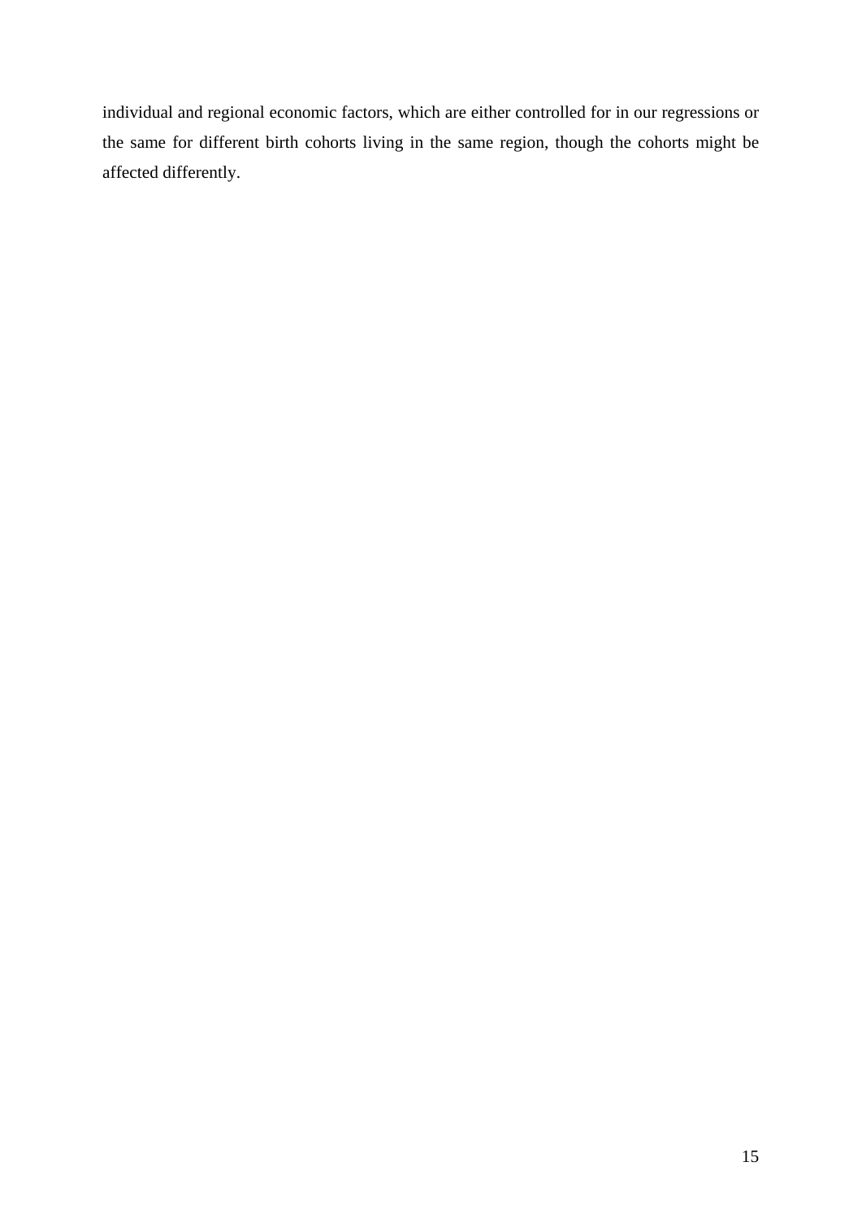individual and regional economic factors, which are either controlled for in our regressions or the same for different birth cohorts living in the same region, though the cohorts might be affected differently.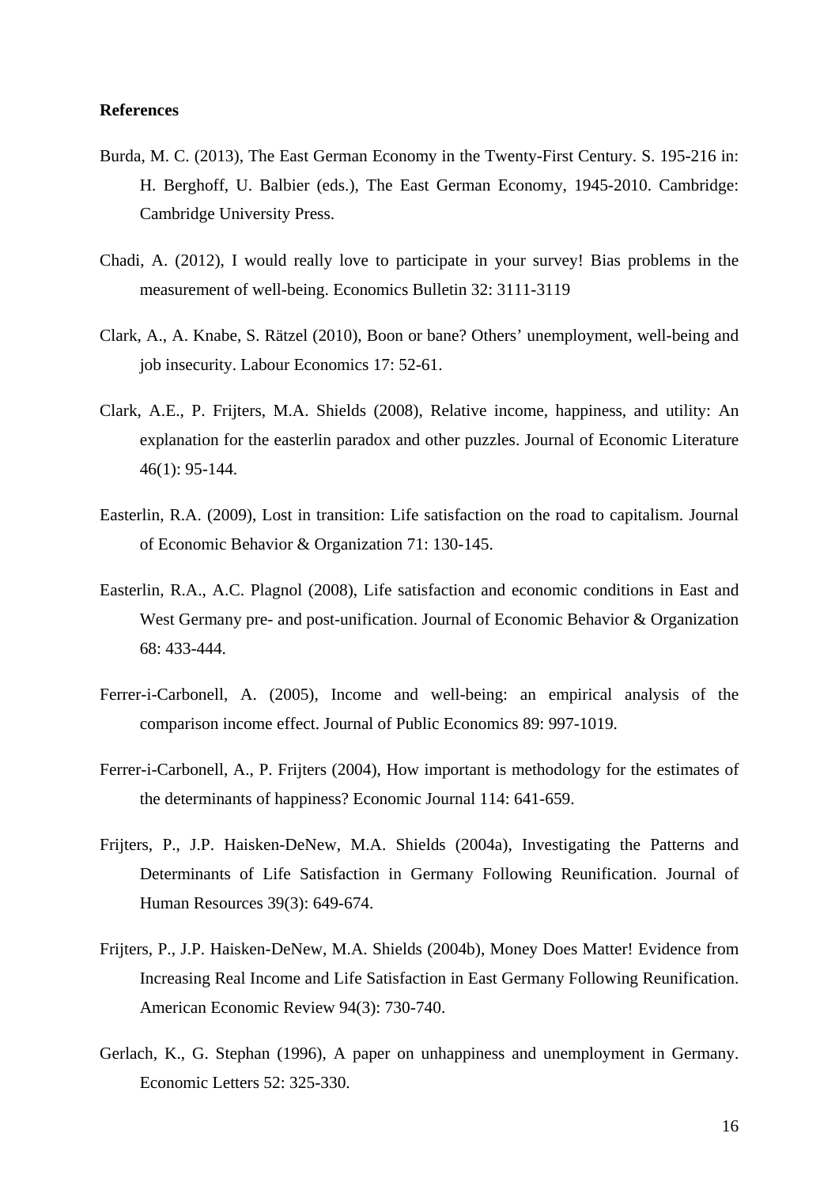**References**

Burda, M. C. (2013), The East German Economy in the Twenty-First Century. S. 195-216 in: H. Berghoff, U. Balbier (eds.), The East German Economy, 1945-2010. Cambridge: Cambridge University Press.

Chadi, A. (2012), I would really love to participate in your survey! Bias problems in the measurement of well-being. Economics Bulletin 32: 3111-3119

Clark, A., A. Knabe, S. Rätzel (2010), Boon or bane? Others' unemployment, well-being and job insecurity. Labour Economics 17: 52-61.

Clark, A.E., P. Frijters, M.A. Shields (2008), Relative income, happiness, and utility: An explanation for the easterlin paradox and other puzzles. Journal of Economic Literature 46(1): 95-144.

Easterlin, R.A. (2009), Lost in transition: Life satisfaction on the road to capitalism. Journal of Economic Behavior & Organization 71: 130-145.

Easterlin, R.A., A.C. Plagnol (2008), Life satisfaction and economic conditions in East and West Germany pre- and post-unification. Journal of Economic Behavior & Organization 68: 433-444.

Ferrer-i-Carbonell, A. (2005), Income and well-being: an empirical analysis of the comparison income effect. Journal of Public Economics 89: 997-1019.

Ferrer-i-Carbonell, A., P. Frijters (2004), How important is methodology for the estimates of the determinants of happiness? Economic Journal 114: 641-659.

Frijters, P., J.P. Haisken-DeNew, M.A. Shields (2004a), Investigating the Patterns and Determinants of Life Satisfaction in Germany Following Reunification. Journal of Human Resources 39(3): 649-674.

Frijters, P., J.P. Haisken-DeNew, M.A. Shields (2004b), Money Does Matter! Evidence from Increasing Real Income and Life Satisfaction in East Germany Following Reunification. American Economic Review 94(3): 730-740.

Gerlach, K., G. Stephan (1996), A paper on unhappiness and unemployment in Germany. Economic Letters 52: 325-330.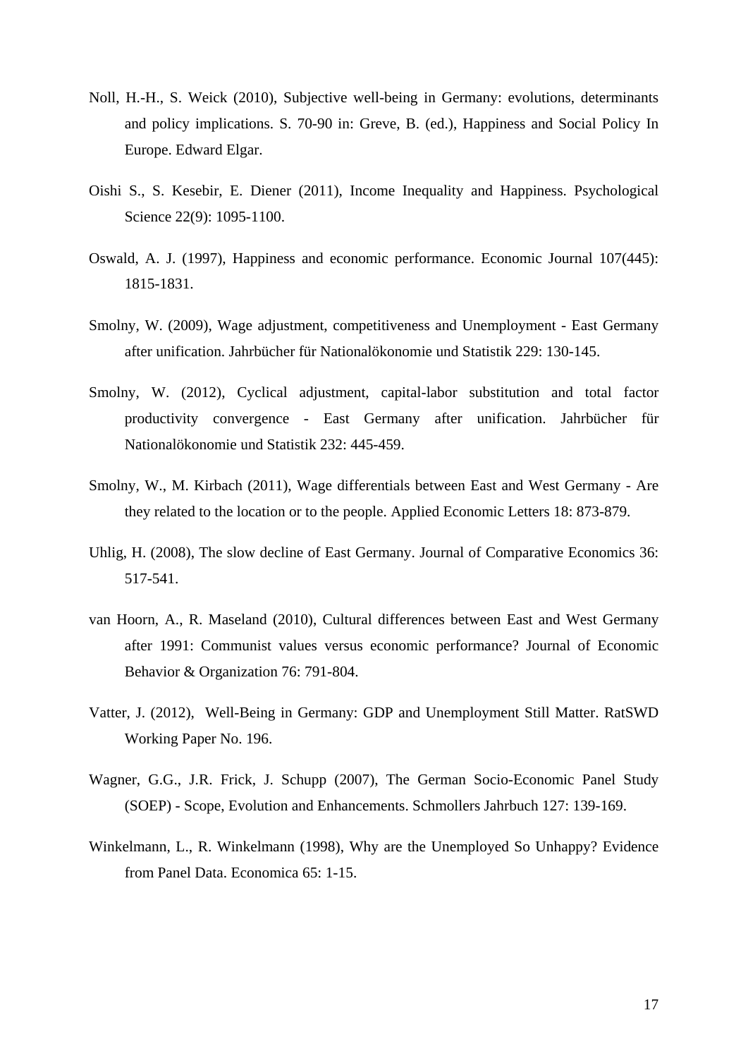Noll, H.-H., S. Weick (2010), Subjective well-being in Germany: evolutions, determinants and policy implications. S. 70-90 in: Greve, B. (ed.), Happiness and Social Policy In Europe. Edward Elgar.

Oishi S., S. Kesebir, E. Diener (2011), Income Inequality and Happiness. Psychological Science 22(9): 1095-1100.

Oswald, A. J. (1997), Happiness and economic performance. Economic Journal 107(445): 1815-1831.

Smolny, W. (2009), Wage adjustment, competitiveness and Unemployment - East Germany after unification. Jahrbücher für Nationalökonomie und Statistik 229: 130-145.

Smolny, W. (2012), Cyclical adjustment, capital-labor substitution and total factor productivity convergence - East Germany after unification. Jahrbücher für Nationalökonomie und Statistik 232: 445-459.

Smolny, W., M. Kirbach (2011), Wage differentials between East and West Germany - Are they related to the location or to the people. Applied Economic Letters 18: 873-879.

Uhlig, H. (2008), The slow decline of East Germany. Journal of Comparative Economics 36: 517-541.

van Hoorn, A., R. Maseland (2010), Cultural differences between East and West Germany after 1991: Communist values versus economic performance? Journal of Economic Behavior & Organization 76: 791-804.

Vatter, J. (2012), Well-Being in Germany: GDP and Unemployment Still Matter. RatSWD Working Paper No. 196.

Wagner, G.G., J.R. Frick, J. Schupp (2007), The German Socio-Economic Panel Study (SOEP) - Scope, Evolution and Enhancements. Schmollers Jahrbuch 127: 139-169.

Winkelmann, L., R. Winkelmann (1998), Why are the Unemployed So Unhappy? Evidence from Panel Data. Economica 65: 1-15.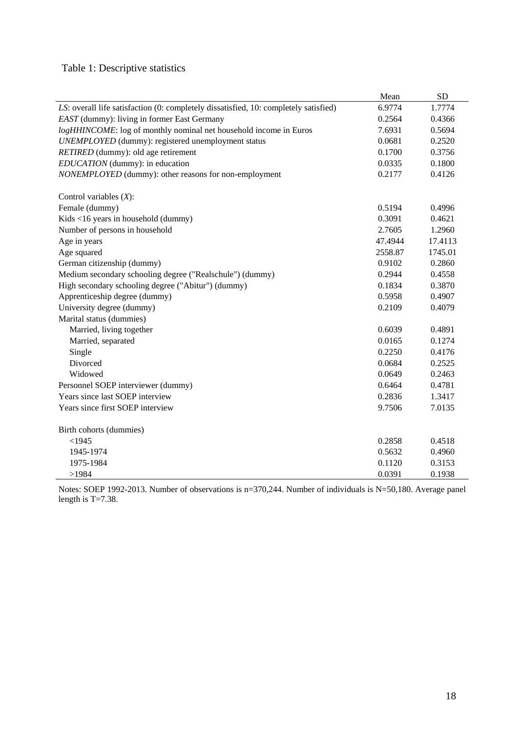Table 1: Descriptive statistics

| | Mean | SD |
|---|---|---|
| *LS*: overall life satisfaction (0: completely dissatisfied, 10: completely satisfied) | 6.9774 | 1.7774 |
| *EAST* (dummy): living in former East Germany | 0.2564 | 0.4366 |
| *logHHINCOME*: log of monthly nominal net household income in Euros | 7.6931 | 0.5694 |
| *UNEMPLOYED* (dummy): registered unemployment status | 0.0681 | 0.2520 |
| *RETIRED* (dummy): old age retirement | 0.1700 | 0.3756 |
| *EDUCATION* (dummy): in education | 0.0335 | 0.1800 |
| *NONEMPLOYED* (dummy): other reasons for non-employment | 0.2177 | 0.4126 |
| | | |
| Control variables (*X*): | | |
| Female (dummy) | 0.5194 | 0.4996 |
| Kids <16 years in household (dummy) | 0.3091 | 0.4621 |
| Number of persons in household | 2.7605 | 1.2960 |
| Age in years | 47.4944 | 17.4113 |
| Age squared | 2558.87 | 1745.01 |
| German citizenship (dummy) | 0.9102 | 0.2860 |
| Medium secondary schooling degree ("Realschule") (dummy) | 0.2944 | 0.4558 |
| High secondary schooling degree ("Abitur") (dummy) | 0.1834 | 0.3870 |
| Apprenticeship degree (dummy) | 0.5958 | 0.4907 |
| University degree (dummy) | 0.2109 | 0.4079 |
| Marital status (dummies) | | |
| Married, living together | 0.6039 | 0.4891 |
| Married, separated | 0.0165 | 0.1274 |
| Single | 0.2250 | 0.4176 |
| Divorced | 0.0684 | 0.2525 |
| Widowed | 0.0649 | 0.2463 |
| Personnel SOEP interviewer (dummy) | 0.6464 | 0.4781 |
| Years since last SOEP interview | 0.2836 | 1.3417 |
| Years since first SOEP interview | 9.7506 | 7.0135 |
| | | |
| Birth cohorts (dummies) | | |
| <1945 | 0.2858 | 0.4518 |
| 1945-1974 | 0.5632 | 0.4960 |
| 1975-1984 | 0.1120 | 0.3153 |
| >1984 | 0.0391 | 0.1938 |

Notes: SOEP 1992-2013. Number of observations is n=370,244. Number of individuals is N=50,180. Average panel length is T=7.38.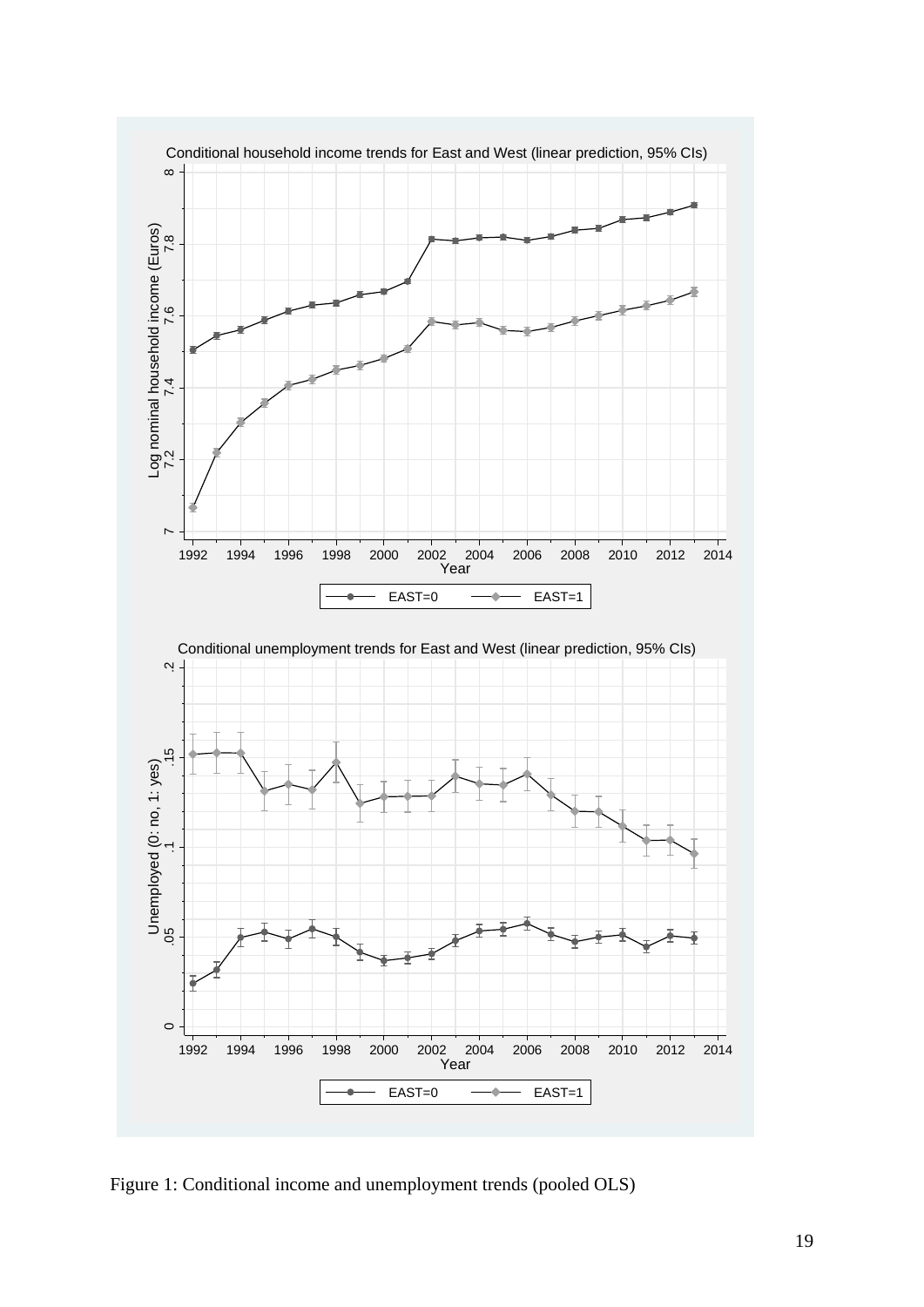Figure 1: Conditional income and unemployment trends (pooled OLS)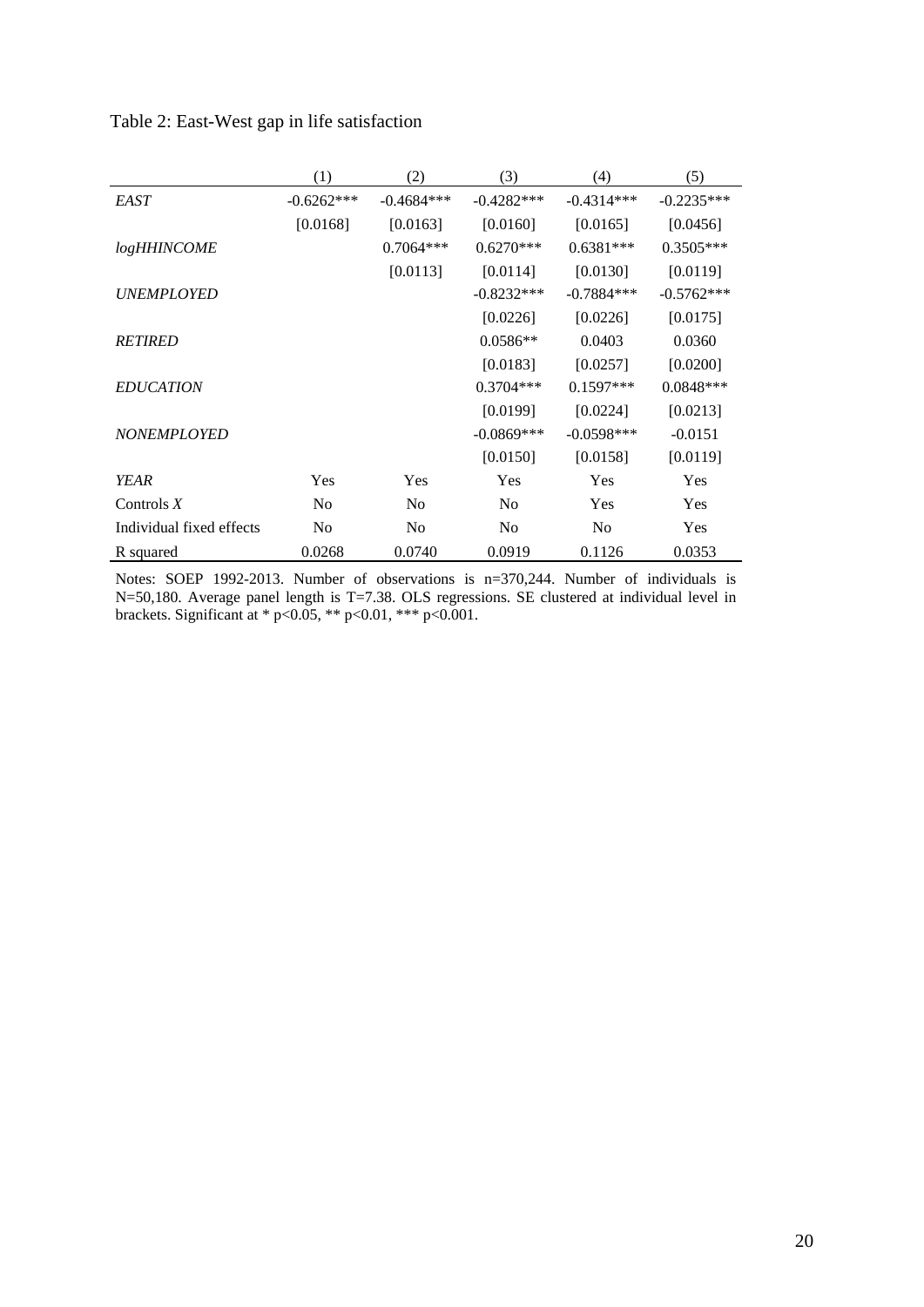Table 2: East-West gap in life satisfaction

| | (1) | (2) | (3) | (4) | (5) |
|---|---|---|---|---|---|
| *EAST* | -0.6262*** | -0.4684*** | -0.4282*** | -0.4314*** | -0.2235*** |
| | [0.0168] | [0.0163] | [0.0160] | [0.0165] | [0.0456] |
| *logHHINCOME* | | 0.7064*** | 0.6270*** | 0.6381*** | 0.3505*** |
| | | [0.0113] | [0.0114] | [0.0130] | [0.0119] |
| *UNEMPLOYED* | | | -0.8232*** | -0.7884*** | -0.5762*** |
| | | | [0.0226] | [0.0226] | [0.0175] |
| *RETIRED* | | | 0.0586** | 0.0403 | 0.0360 |
| | | | [0.0183] | [0.0257] | [0.0200] |
| *EDUCATION* | | | 0.3704*** | 0.1597*** | 0.0848*** |
| | | | [0.0199] | [0.0224] | [0.0213] |
| *NONEMPLOYED* | | | -0.0869*** | -0.0598*** | -0.0151 |
| | | | [0.0150] | [0.0158] | [0.0119] |
| *YEAR* | Yes | Yes | Yes | Yes | Yes |
| Controls *X* | No | No | No | Yes | Yes |
| Individual fixed effects | No | No | No | No | Yes |
| R squared | 0.0268 | 0.0740 | 0.0919 | 0.1126 | 0.0353 |

Notes: SOEP 1992-2013. Number of observations is n=370,244. Number of individuals is N=50,180. Average panel length is T=7.38. OLS regressions. SE clustered at individual level in brackets. Significant at * $p<0.05$, ** $p<0.01$, *** $p<0.001$.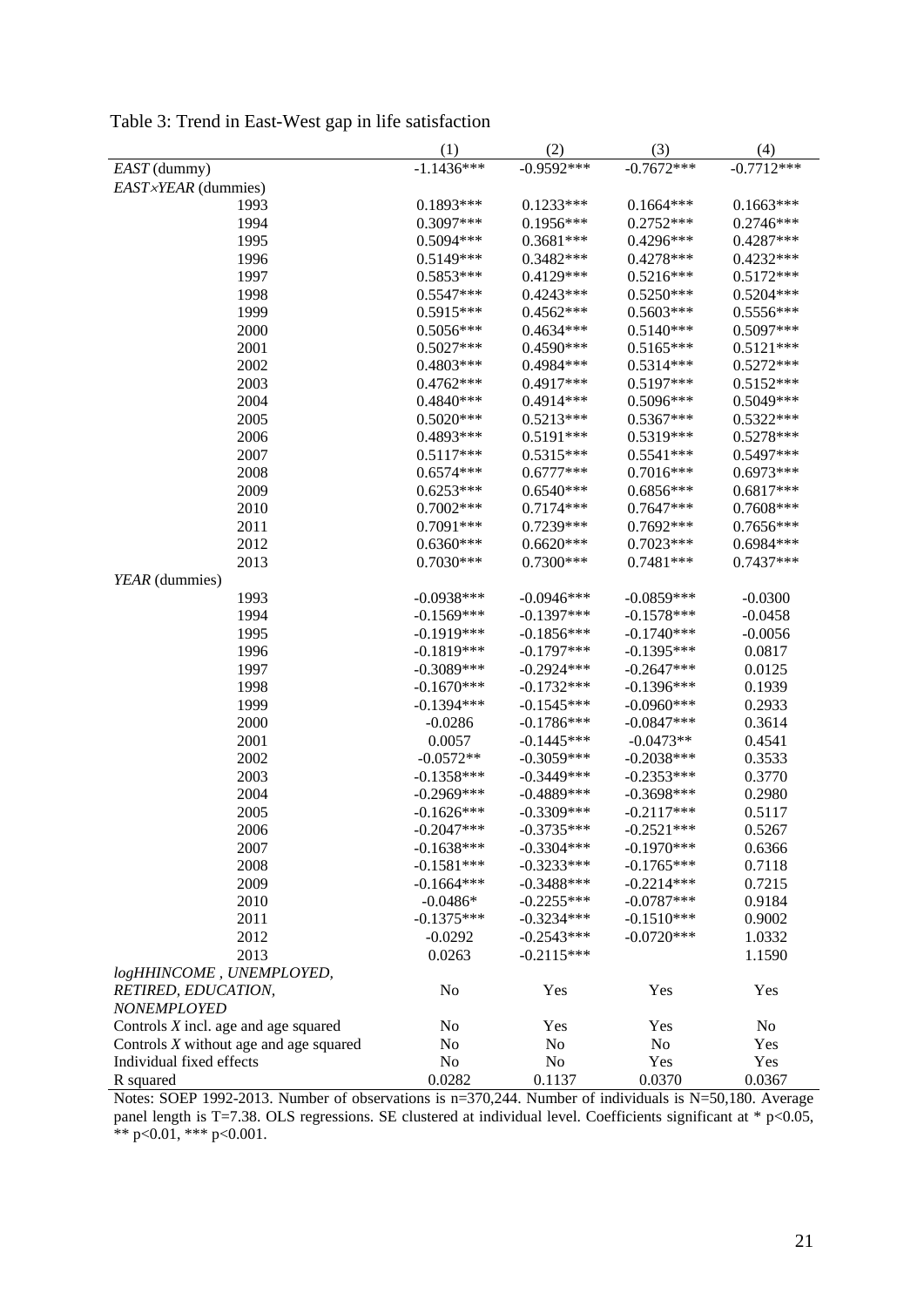Table 3: Trend in East-West gap in life satisfaction

| | (1) | (2) | (3) | (4) |
|---|---|---|---|---|
| *EAST* (dummy) | -1.1436*** | -0.9592*** | -0.7672*** | -0.7712*** |
| *EAST*×*YEAR* (dummies) | | | | |
| 1993 | 0.1893*** | 0.1233*** | 0.1664*** | 0.1663*** |
| 1994 | 0.3097*** | 0.1956*** | 0.2752*** | 0.2746*** |
| 1995 | 0.5094*** | 0.3681*** | 0.4296*** | 0.4287*** |
| 1996 | 0.5149*** | 0.3482*** | 0.4278*** | 0.4232*** |
| 1997 | 0.5853*** | 0.4129*** | 0.5216*** | 0.5172*** |
| 1998 | 0.5547*** | 0.4243*** | 0.5250*** | 0.5204*** |
| 1999 | 0.5915*** | 0.4562*** | 0.5603*** | 0.5556*** |
| 2000 | 0.5056*** | 0.4634*** | 0.5140*** | 0.5097*** |
| 2001 | 0.5027*** | 0.4590*** | 0.5165*** | 0.5121*** |
| 2002 | 0.4803*** | 0.4984*** | 0.5314*** | 0.5272*** |
| 2003 | 0.4762*** | 0.4917*** | 0.5197*** | 0.5152*** |
| 2004 | 0.4840*** | 0.4914*** | 0.5096*** | 0.5049*** |
| 2005 | 0.5020*** | 0.5213*** | 0.5367*** | 0.5322*** |
| 2006 | 0.4893*** | 0.5191*** | 0.5319*** | 0.5278*** |
| 2007 | 0.5117*** | 0.5315*** | 0.5541*** | 0.5497*** |
| 2008 | 0.6574*** | 0.6777*** | 0.7016*** | 0.6973*** |
| 2009 | 0.6253*** | 0.6540*** | 0.6856*** | 0.6817*** |
| 2010 | 0.7002*** | 0.7174*** | 0.7647*** | 0.7608*** |
| 2011 | 0.7091*** | 0.7239*** | 0.7692*** | 0.7656*** |
| 2012 | 0.6360*** | 0.6620*** | 0.7023*** | 0.6984*** |
| 2013 | 0.7030*** | 0.7300*** | 0.7481*** | 0.7437*** |
| *YEAR* (dummies) | | | | |
| 1993 | -0.0938*** | -0.0946*** | -0.0859*** | -0.0300 |
| 1994 | -0.1569*** | -0.1397*** | -0.1578*** | -0.0458 |
| 1995 | -0.1919*** | -0.1856*** | -0.1740*** | -0.0056 |
| 1996 | -0.1819*** | -0.1797*** | -0.1395*** | 0.0817 |
| 1997 | -0.3089*** | -0.2924*** | -0.2647*** | 0.0125 |
| 1998 | -0.1670*** | -0.1732*** | -0.1396*** | 0.1939 |
| 1999 | -0.1394*** | -0.1545*** | -0.0960*** | 0.2933 |
| 2000 | -0.0286 | -0.1786*** | -0.0847*** | 0.3614 |
| 2001 | 0.0057 | -0.1445*** | -0.0473** | 0.4541 |
| 2002 | -0.0572** | -0.3059*** | -0.2038*** | 0.3533 |
| 2003 | -0.1358*** | -0.3449*** | -0.2353*** | 0.3770 |
| 2004 | -0.2969*** | -0.4889*** | -0.3698*** | 0.2980 |
| 2005 | -0.1626*** | -0.3309*** | -0.2117*** | 0.5117 |
| 2006 | -0.2047*** | -0.3735*** | -0.2521*** | 0.5267 |
| 2007 | -0.1638*** | -0.3304*** | -0.1970*** | 0.6366 |
| 2008 | -0.1581*** | -0.3233*** | -0.1765*** | 0.7118 |
| 2009 | -0.1664*** | -0.3488*** | -0.2214*** | 0.7215 |
| 2010 | -0.0486* | -0.2255*** | -0.0787*** | 0.9184 |
| 2011 | -0.1375*** | -0.3234*** | -0.1510*** | 0.9002 |
| 2012 | -0.0292 | -0.2543*** | -0.0720*** | 1.0332 |
| 2013 | 0.0263 | -0.2115*** | | 1.1590 |
| *logHHINCOME*, *UNEMPLOYED*, *RETIRED*, *EDUCATION*, *NONEMPLOYED* | No | Yes | Yes | Yes |
| Controls *X* incl. age and age squared | No | Yes | Yes | No |
| Controls *X* without age and age squared | No | No | No | Yes |
| Individual fixed effects | No | No | Yes | Yes |
| R squared | 0.0282 | 0.1137 | 0.0370 | 0.0367 |

Notes: SOEP 1992-2013. Number of observations is n=370,244. Number of individuals is N=50,180. Average panel length is T=7.38. OLS regressions. SE clustered at individual level. Coefficients significant at * $p<0.05$, ** $p<0.01$, *** $p<0.001$.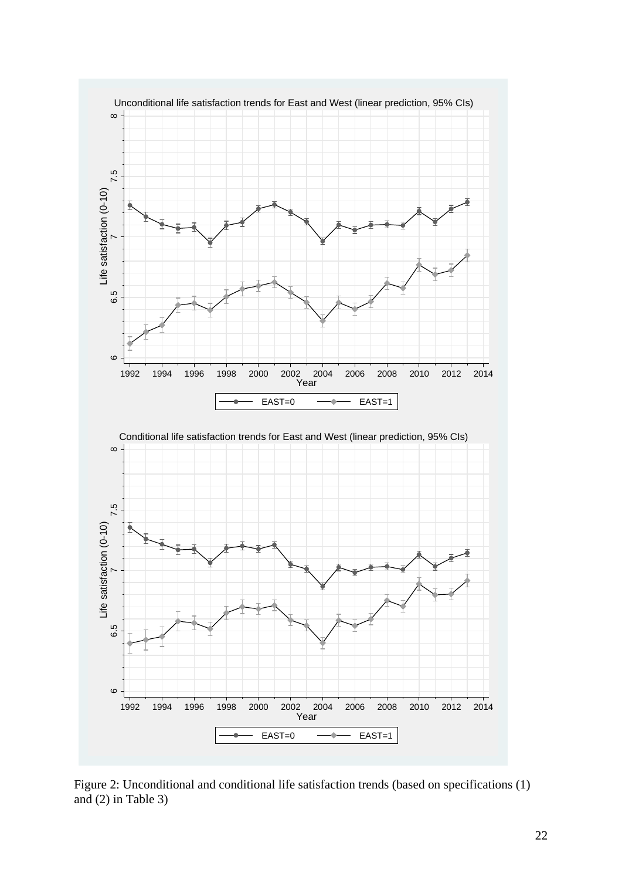Figure 2: Unconditional and conditional life satisfaction trends (based on specifications (1) and (2) in Table 3)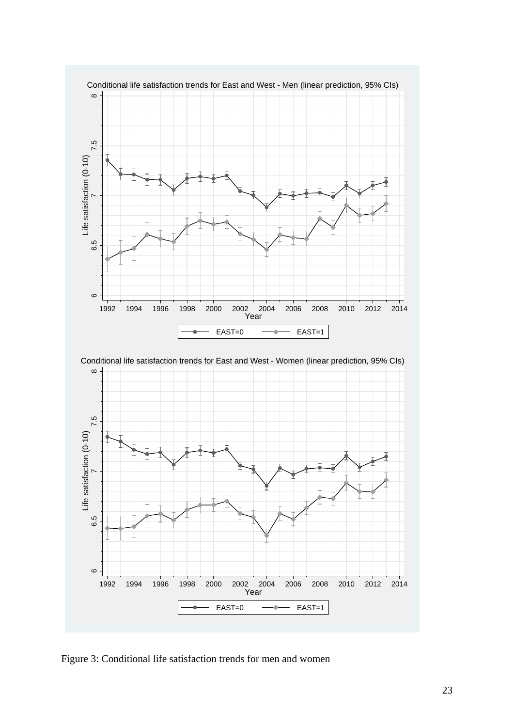Figure 3: Conditional life satisfaction trends for men and women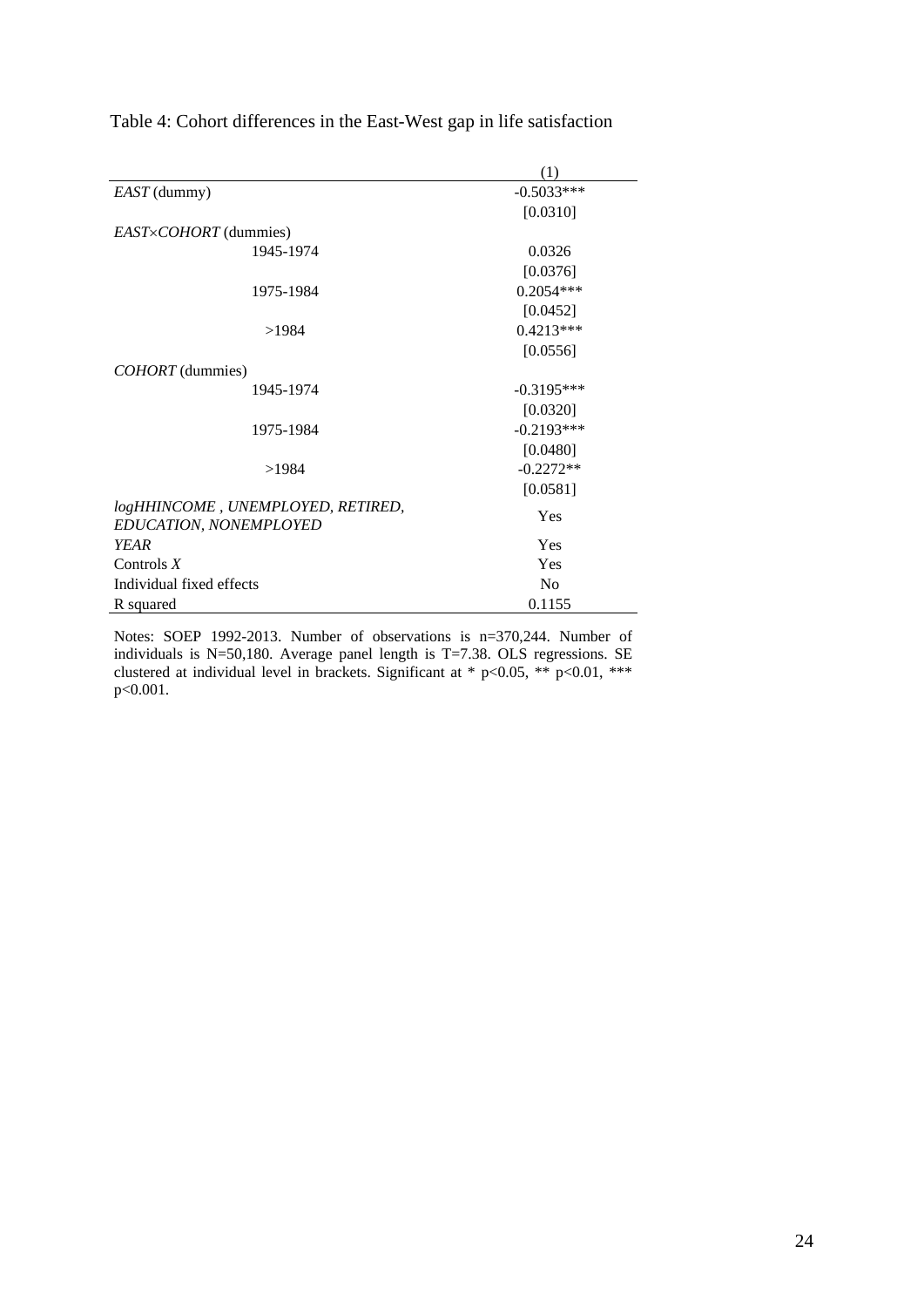Table 4: Cohort differences in the East-West gap in life satisfaction

| | (1) |
|---|---|
| *EAST* (dummy) | -0.5033*** |
| | [0.0310] |
| *EAST×COHORT* (dummies) | |
| 1945-1974 | 0.0326 |
| | [0.0376] |
| 1975-1984 | 0.2054*** |
| | [0.0452] |
| >1984 | 0.4213*** |
| | [0.0556] |
| *COHORT* (dummies) | |
| 1945-1974 | -0.3195*** |
| | [0.0320] |
| 1975-1984 | -0.2193*** |
| | [0.0480] |
| >1984 | -0.2272** |
| | [0.0581] |
| *logHHINCOME , UNEMPLOYED, RETIRED, EDUCATION, NONEMPLOYED* | Yes |
| *YEAR* | Yes |
| Controls *X* | Yes |
| Individual fixed effects | No |
| R squared | 0.1155 |

Notes: SOEP 1992-2013. Number of observations is n=370,244. Number of individuals is N=50,180. Average panel length is T=7.38. OLS regressions. SE clustered at individual level in brackets. Significant at * p<0.05, ** p<0.01, *** p<0.001.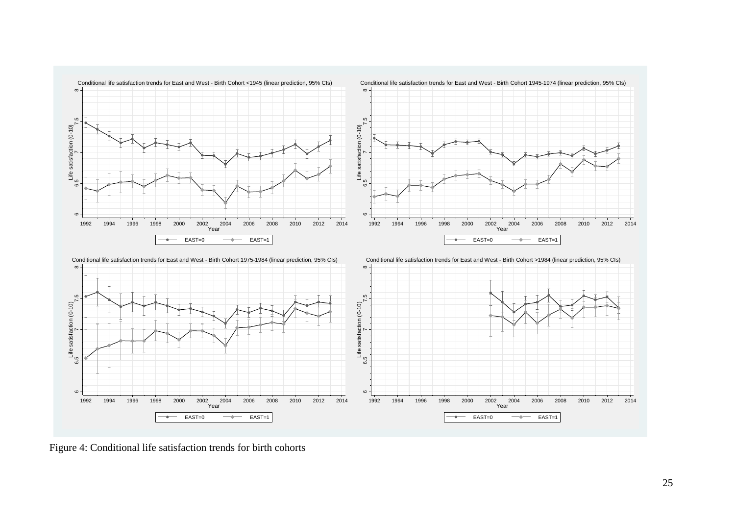Conditional life satisfaction trends for East and West - Birth Cohort <1945 (linear prediction, 95% CIs)

Life satisfaction (0-10)

6
6.5
7
7.5
8

1992 1994 1996 1998 2000 2002 2004 2006 2008 2010 2012 2014

Year

EAST=0 EAST=1

Conditional life satisfaction trends for East and West - Birth Cohort 1945-1974 (linear prediction, 95% CIs)

Life satisfaction (0-10)

6
6.5
7
7.5
8

1992 1994 1996 1998 2000 2002 2004 2006 2008 2010 2012 2014

Year

EAST=0 EAST=1

Conditional life satisfaction trends for East and West - Birth Cohort 1975-1984 (linear prediction, 95% CIs)

Life satisfaction (0-10)

6
6.5
7
7.5
8

1992 1994 1996 1998 2000 2002 2004 2006 2008 2010 2012 2014

Year

EAST=0 EAST=1

Conditional life satisfaction trends for East and West - Birth Cohort >1984 (linear prediction, 95% CIs)

Life satisfaction (0-10)

6
6.5
7
7.5
8

1992 1994 1996 1998 2000 2002 2004 2006 2008 2010 2012 2014

Year

EAST=0 EAST=1

Figure 4: Conditional life satisfaction trends for birth cohorts